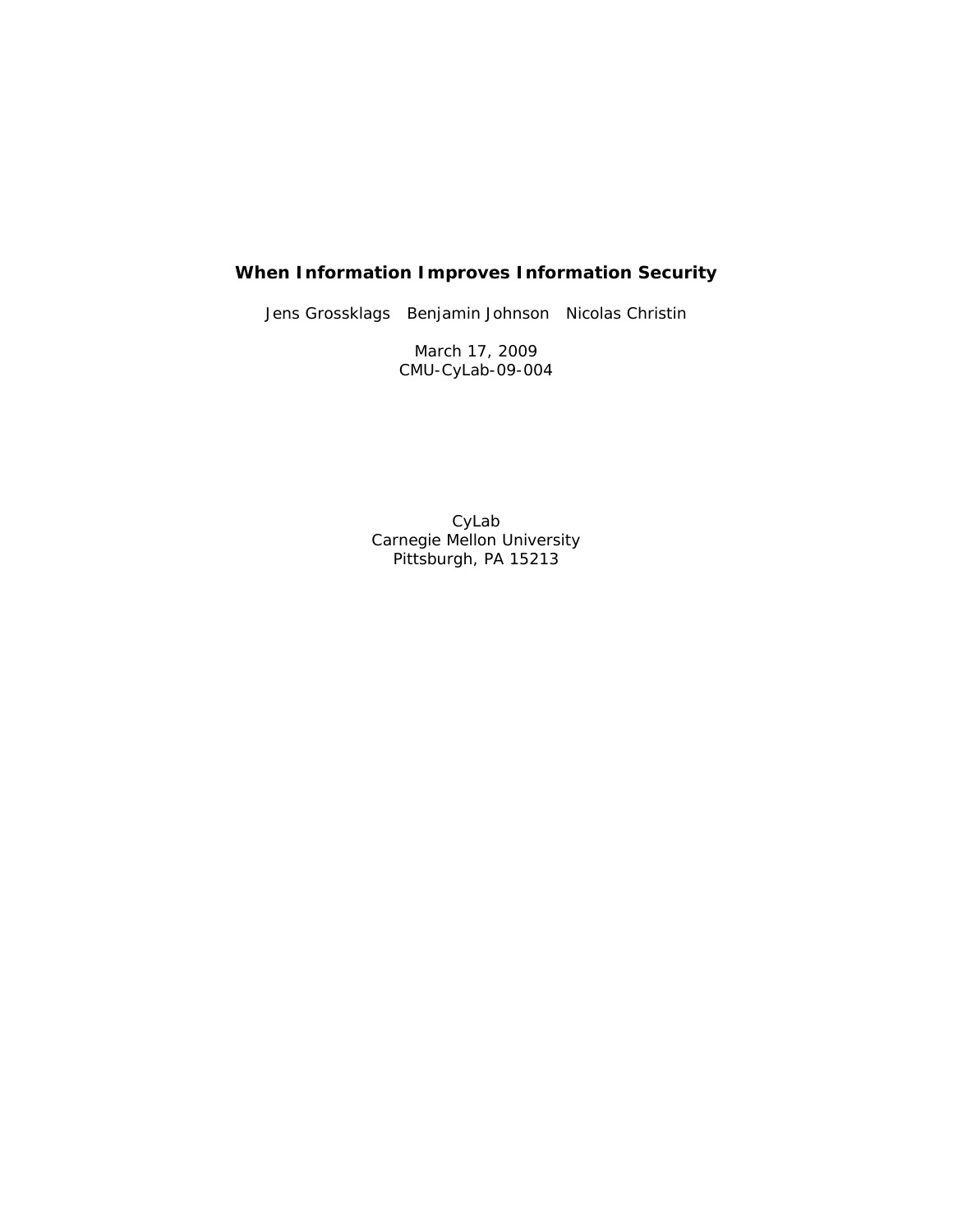# When Information Improves Information Security

Jens Grossklags   Benjamin Johnson   Nicolas Christin

March 17, 2009
CMU-CyLab-09-004

CyLab
Carnegie Mellon University
Pittsburgh, PA 15213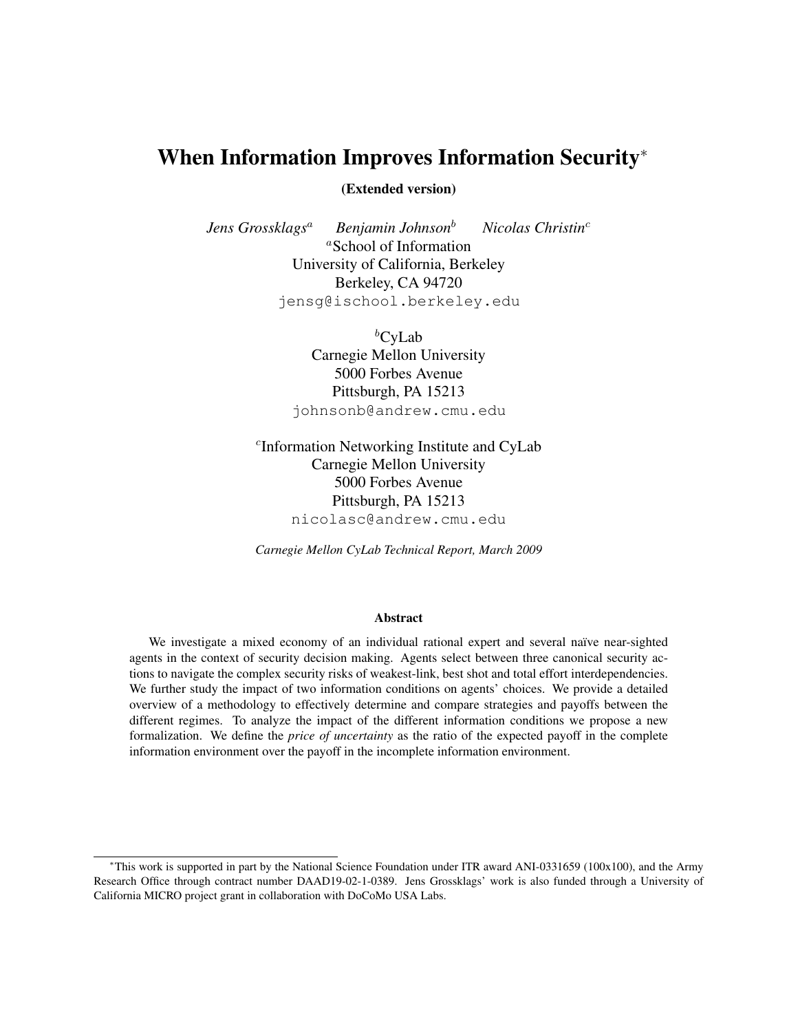# When Information Improves Information Security*

**(Extended version)**

*Jens Grossklags*[a] *Benjamin Johnson*[b] *Nicolas Christin*[c]

[a]School of Information
University of California, Berkeley
Berkeley, CA 94720
jensg@ischool.berkeley.edu

[b]CyLab
Carnegie Mellon University
5000 Forbes Avenue
Pittsburgh, PA 15213
johnsonb@andrew.cmu.edu

[c]Information Networking Institute and CyLab
Carnegie Mellon University
5000 Forbes Avenue
Pittsburgh, PA 15213
nicolasc@andrew.cmu.edu

*Carnegie Mellon CyLab Technical Report, March 2009*

### Abstract

We investigate a mixed economy of an individual rational expert and several naïve near-sighted agents in the context of security decision making. Agents select between three canonical security actions to navigate the complex security risks of weakest-link, best shot and total effort interdependencies. We further study the impact of two information conditions on agents' choices. We provide a detailed overview of a methodology to effectively determine and compare strategies and payoffs between the different regimes. To analyze the impact of the different information conditions we propose a new formalization. We define the *price of uncertainty* as the ratio of the expected payoff in the complete information environment over the payoff in the incomplete information environment.

*This work is supported in part by the National Science Foundation under ITR award ANI-0331659 (100x100), and the Army Research Office through contract number DAAD19-02-1-0389. Jens Grossklags' work is also funded through a University of California MICRO project grant in collaboration with DoCoMo USA Labs.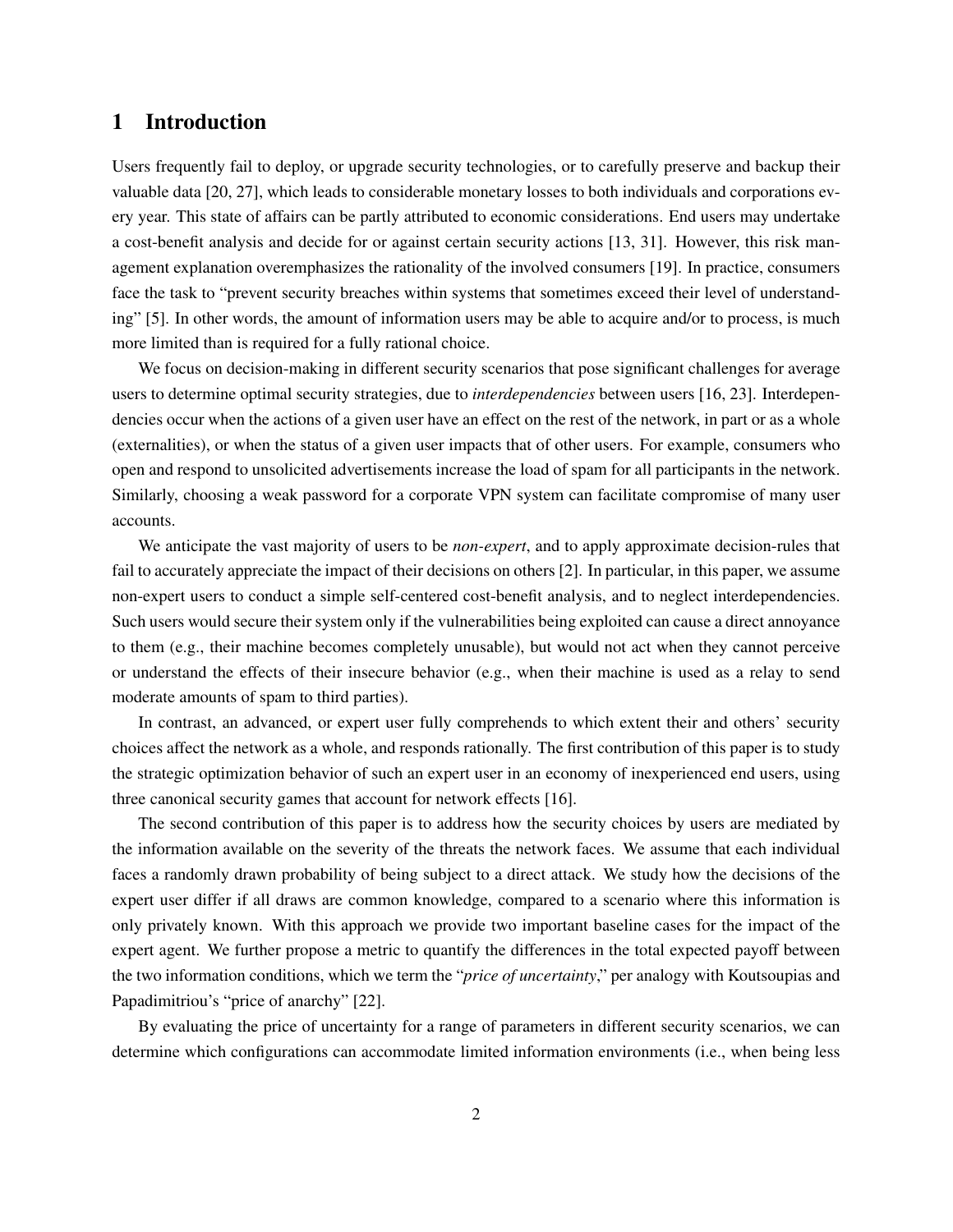## 1 Introduction

Users frequently fail to deploy, or upgrade security technologies, or to carefully preserve and backup their valuable data [20, 27], which leads to considerable monetary losses to both individuals and corporations every year. This state of affairs can be partly attributed to economic considerations. End users may undertake a cost-benefit analysis and decide for or against certain security actions [13, 31]. However, this risk management explanation overemphasizes the rationality of the involved consumers [19]. In practice, consumers face the task to "prevent security breaches within systems that sometimes exceed their level of understanding" [5]. In other words, the amount of information users may be able to acquire and/or to process, is much more limited than is required for a fully rational choice.

We focus on decision-making in different security scenarios that pose significant challenges for average users to determine optimal security strategies, due to *interdependencies* between users [16, 23]. Interdependencies occur when the actions of a given user have an effect on the rest of the network, in part or as a whole (externalities), or when the status of a given user impacts that of other users. For example, consumers who open and respond to unsolicited advertisements increase the load of spam for all participants in the network. Similarly, choosing a weak password for a corporate VPN system can facilitate compromise of many user accounts.

We anticipate the vast majority of users to be *non-expert*, and to apply approximate decision-rules that fail to accurately appreciate the impact of their decisions on others [2]. In particular, in this paper, we assume non-expert users to conduct a simple self-centered cost-benefit analysis, and to neglect interdependencies. Such users would secure their system only if the vulnerabilities being exploited can cause a direct annoyance to them (e.g., their machine becomes completely unusable), but would not act when they cannot perceive or understand the effects of their insecure behavior (e.g., when their machine is used as a relay to send moderate amounts of spam to third parties).

In contrast, an advanced, or expert user fully comprehends to which extent their and others' security choices affect the network as a whole, and responds rationally. The first contribution of this paper is to study the strategic optimization behavior of such an expert user in an economy of inexperienced end users, using three canonical security games that account for network effects [16].

The second contribution of this paper is to address how the security choices by users are mediated by the information available on the severity of the threats the network faces. We assume that each individual faces a randomly drawn probability of being subject to a direct attack. We study how the decisions of the expert user differ if all draws are common knowledge, compared to a scenario where this information is only privately known. With this approach we provide two important baseline cases for the impact of the expert agent. We further propose a metric to quantify the differences in the total expected payoff between the two information conditions, which we term the "*price of uncertainty*," per analogy with Koutsoupias and Papadimitriou's "price of anarchy" [22].

By evaluating the price of uncertainty for a range of parameters in different security scenarios, we can determine which configurations can accommodate limited information environments (i.e., when being less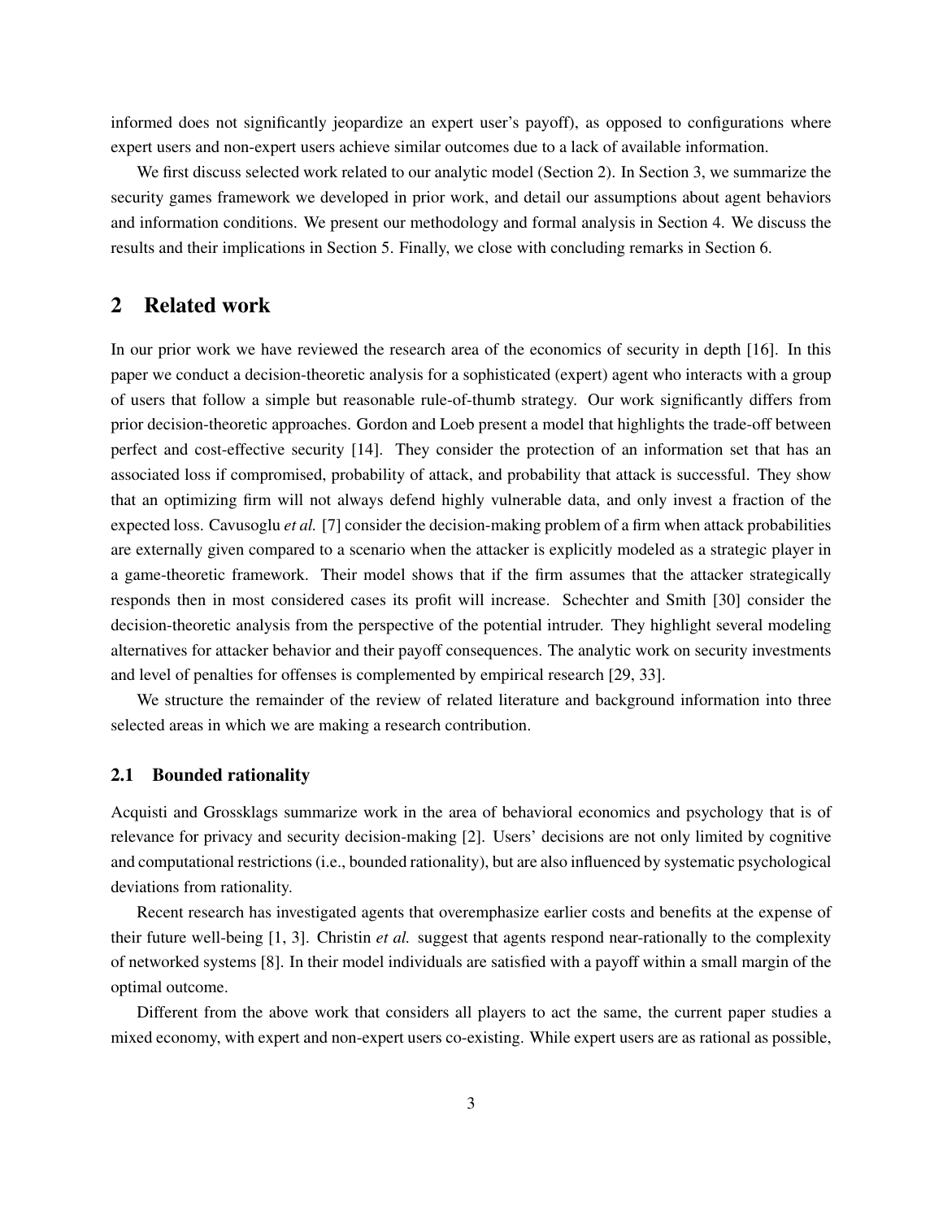informed does not significantly jeopardize an expert user's payoff), as opposed to configurations where expert users and non-expert users achieve similar outcomes due to a lack of available information.

We first discuss selected work related to our analytic model (Section 2). In Section 3, we summarize the security games framework we developed in prior work, and detail our assumptions about agent behaviors and information conditions. We present our methodology and formal analysis in Section 4. We discuss the results and their implications in Section 5. Finally, we close with concluding remarks in Section 6.

## 2 Related work

In our prior work we have reviewed the research area of the economics of security in depth [16]. In this paper we conduct a decision-theoretic analysis for a sophisticated (expert) agent who interacts with a group of users that follow a simple but reasonable rule-of-thumb strategy. Our work significantly differs from prior decision-theoretic approaches. Gordon and Loeb present a model that highlights the trade-off between perfect and cost-effective security [14]. They consider the protection of an information set that has an associated loss if compromised, probability of attack, and probability that attack is successful. They show that an optimizing firm will not always defend highly vulnerable data, and only invest a fraction of the expected loss. Cavusoglu *et al.* [7] consider the decision-making problem of a firm when attack probabilities are externally given compared to a scenario when the attacker is explicitly modeled as a strategic player in a game-theoretic framework. Their model shows that if the firm assumes that the attacker strategically responds then in most considered cases its profit will increase. Schechter and Smith [30] consider the decision-theoretic analysis from the perspective of the potential intruder. They highlight several modeling alternatives for attacker behavior and their payoff consequences. The analytic work on security investments and level of penalties for offenses is complemented by empirical research [29, 33].

We structure the remainder of the review of related literature and background information into three selected areas in which we are making a research contribution.

### 2.1 Bounded rationality

Acquisti and Grossklags summarize work in the area of behavioral economics and psychology that is of relevance for privacy and security decision-making [2]. Users' decisions are not only limited by cognitive and computational restrictions (i.e., bounded rationality), but are also influenced by systematic psychological deviations from rationality.

Recent research has investigated agents that overemphasize earlier costs and benefits at the expense of their future well-being [1, 3]. Christin *et al.* suggest that agents respond near-rationally to the complexity of networked systems [8]. In their model individuals are satisfied with a payoff within a small margin of the optimal outcome.

Different from the above work that considers all players to act the same, the current paper studies a mixed economy, with expert and non-expert users co-existing. While expert users are as rational as possible,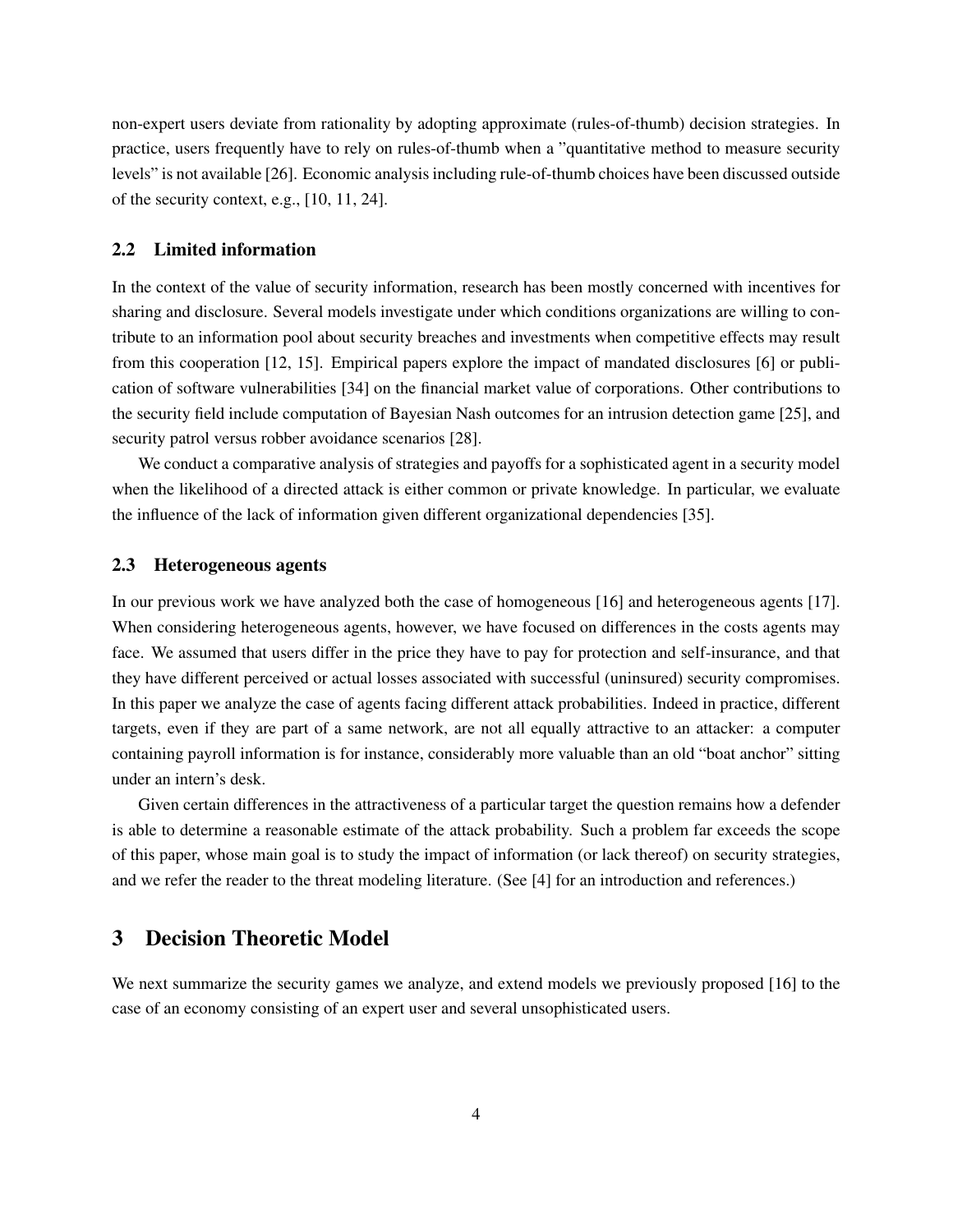non-expert users deviate from rationality by adopting approximate (rules-of-thumb) decision strategies. In practice, users frequently have to rely on rules-of-thumb when a "quantitative method to measure security levels" is not available [26]. Economic analysis including rule-of-thumb choices have been discussed outside of the security context, e.g., [10, 11, 24].

### 2.2 Limited information

In the context of the value of security information, research has been mostly concerned with incentives for sharing and disclosure. Several models investigate under which conditions organizations are willing to contribute to an information pool about security breaches and investments when competitive effects may result from this cooperation [12, 15]. Empirical papers explore the impact of mandated disclosures [6] or publication of software vulnerabilities [34] on the financial market value of corporations. Other contributions to the security field include computation of Bayesian Nash outcomes for an intrusion detection game [25], and security patrol versus robber avoidance scenarios [28].

We conduct a comparative analysis of strategies and payoffs for a sophisticated agent in a security model when the likelihood of a directed attack is either common or private knowledge. In particular, we evaluate the influence of the lack of information given different organizational dependencies [35].

### 2.3 Heterogeneous agents

In our previous work we have analyzed both the case of homogeneous [16] and heterogeneous agents [17]. When considering heterogeneous agents, however, we have focused on differences in the costs agents may face. We assumed that users differ in the price they have to pay for protection and self-insurance, and that they have different perceived or actual losses associated with successful (uninsured) security compromises. In this paper we analyze the case of agents facing different attack probabilities. Indeed in practice, different targets, even if they are part of a same network, are not all equally attractive to an attacker: a computer containing payroll information is for instance, considerably more valuable than an old "boat anchor" sitting under an intern's desk.

Given certain differences in the attractiveness of a particular target the question remains how a defender is able to determine a reasonable estimate of the attack probability. Such a problem far exceeds the scope of this paper, whose main goal is to study the impact of information (or lack thereof) on security strategies, and we refer the reader to the threat modeling literature. (See [4] for an introduction and references.)

## 3 Decision Theoretic Model

We next summarize the security games we analyze, and extend models we previously proposed [16] to the case of an economy consisting of an expert user and several unsophisticated users.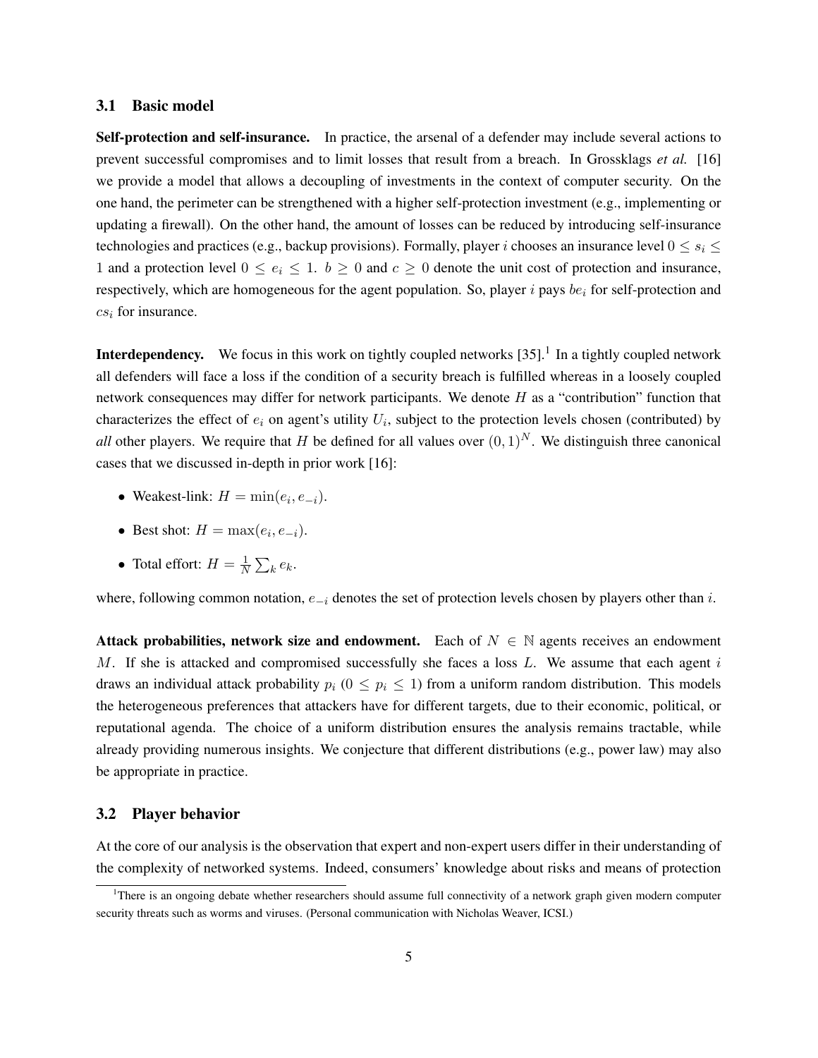### 3.1 Basic model

**Self-protection and self-insurance.** In practice, the arsenal of a defender may include several actions to prevent successful compromises and to limit losses that result from a breach. In Grossklags *et al.* [16] we provide a model that allows a decoupling of investments in the context of computer security. On the one hand, the perimeter can be strengthened with a higher self-protection investment (e.g., implementing or updating a firewall). On the other hand, the amount of losses can be reduced by introducing self-insurance technologies and practices (e.g., backup provisions). Formally, player $i$ chooses an insurance level $0 \leq s_i \leq 1$ and a protection level $0 \leq e_i \leq 1$. $b \geq 0$ and $c \geq 0$ denote the unit cost of protection and insurance, respectively, which are homogeneous for the agent population. So, player $i$ pays $be_i$ for self-protection and $cs_i$ for insurance.

**Interdependency.** We focus in this work on tightly coupled networks [35].[1] In a tightly coupled network all defenders will face a loss if the condition of a security breach is fulfilled whereas in a loosely coupled network consequences may differ for network participants. We denote $H$ as a "contribution" function that characterizes the effect of $e_i$ on agent's utility $U_i$, subject to the protection levels chosen (contributed) by *all* other players. We require that $H$ be defined for all values over $(0,1)^N$. We distinguish three canonical cases that we discussed in-depth in prior work [16]:

- Weakest-link: $H = \min(e_i, e_{-i})$.
- Best shot: $H = \max(e_i, e_{-i})$.
- Total effort: $H = \frac{1}{N}\sum_k e_k$.

where, following common notation, $e_{-i}$ denotes the set of protection levels chosen by players other than $i$.

**Attack probabilities, network size and endowment.** Each of $N \in \mathbb{N}$ agents receives an endowment $M$. If she is attacked and compromised successfully she faces a loss $L$. We assume that each agent $i$ draws an individual attack probability $p_i$ ($0 \leq p_i \leq 1$) from a uniform random distribution. This models the heterogeneous preferences that attackers have for different targets, due to their economic, political, or reputational agenda. The choice of a uniform distribution ensures the analysis remains tractable, while already providing numerous insights. We conjecture that different distributions (e.g., power law) may also be appropriate in practice.

### 3.2 Player behavior

At the core of our analysis is the observation that expert and non-expert users differ in their understanding of the complexity of networked systems. Indeed, consumers' knowledge about risks and means of protection

[1] There is an ongoing debate whether researchers should assume full connectivity of a network graph given modern computer security threats such as worms and viruses. (Personal communication with Nicholas Weaver, ICSI.)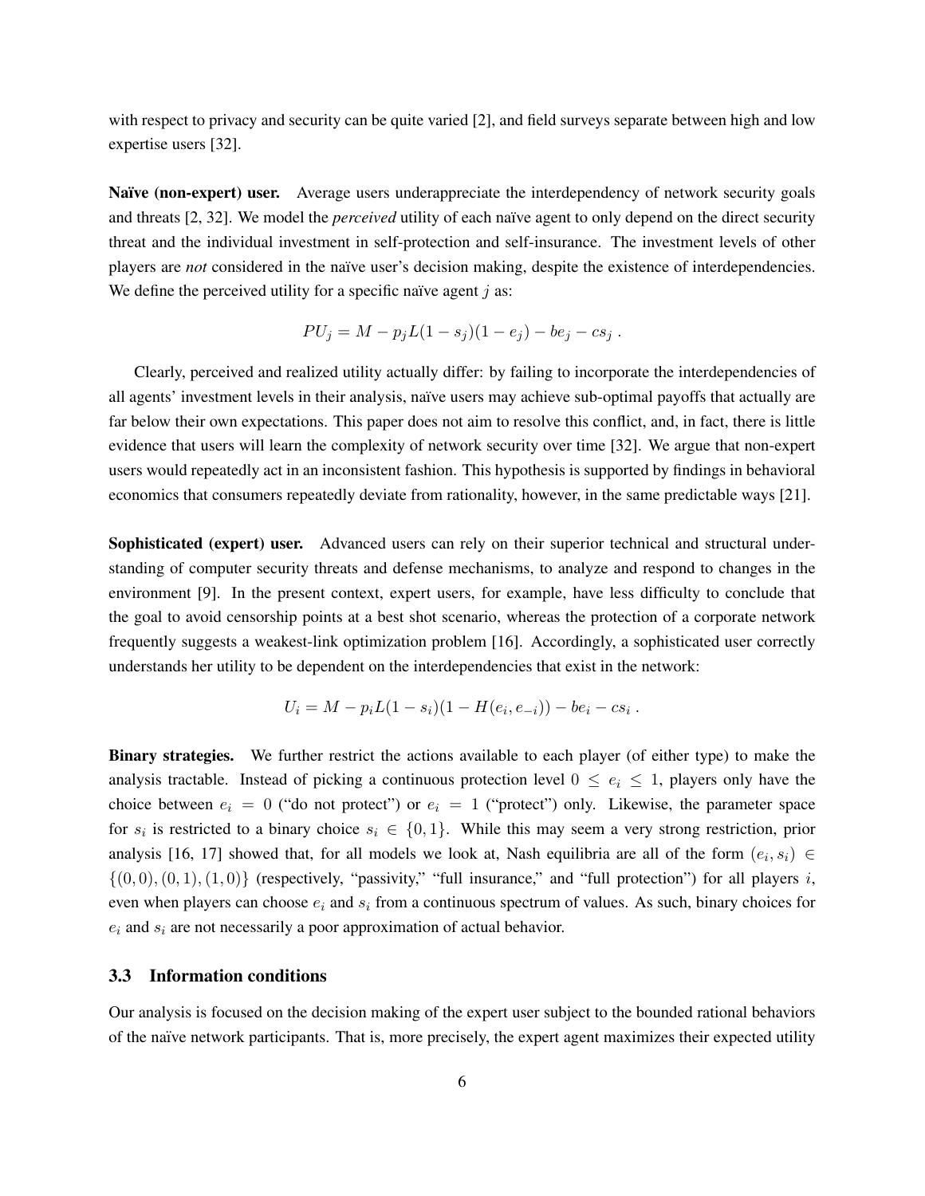with respect to privacy and security can be quite varied [2], and field surveys separate between high and low expertise users [32].

**Naïve (non-expert) user.** Average users underappreciate the interdependency of network security goals and threats [2, 32]. We model the *perceived* utility of each naïve agent to only depend on the direct security threat and the individual investment in self-protection and self-insurance. The investment levels of other players are *not* considered in the naïve user's decision making, despite the existence of interdependencies. We define the perceived utility for a specific naïve agent $j$ as:

$$PU_j = M - p_j L(1 - s_j)(1 - e_j) - be_j - cs_j \ .$$

Clearly, perceived and realized utility actually differ: by failing to incorporate the interdependencies of all agents' investment levels in their analysis, naïve users may achieve sub-optimal payoffs that actually are far below their own expectations. This paper does not aim to resolve this conflict, and, in fact, there is little evidence that users will learn the complexity of network security over time [32]. We argue that non-expert users would repeatedly act in an inconsistent fashion. This hypothesis is supported by findings in behavioral economics that consumers repeatedly deviate from rationality, however, in the same predictable ways [21].

**Sophisticated (expert) user.** Advanced users can rely on their superior technical and structural understanding of computer security threats and defense mechanisms, to analyze and respond to changes in the environment [9]. In the present context, expert users, for example, have less difficulty to conclude that the goal to avoid censorship points at a best shot scenario, whereas the protection of a corporate network frequently suggests a weakest-link optimization problem [16]. Accordingly, a sophisticated user correctly understands her utility to be dependent on the interdependencies that exist in the network:

$$U_i = M - p_i L(1 - s_i)(1 - H(e_i, e_{-i})) - be_i - cs_i \ .$$

**Binary strategies.** We further restrict the actions available to each player (of either type) to make the analysis tractable. Instead of picking a continuous protection level $0 \leq e_i \leq 1$, players only have the choice between $e_i = 0$ ("do not protect") or $e_i = 1$ ("protect") only. Likewise, the parameter space for $s_i$ is restricted to a binary choice $s_i \in \{0, 1\}$. While this may seem a very strong restriction, prior analysis [16, 17] showed that, for all models we look at, Nash equilibria are all of the form $(e_i, s_i) \in \{(0, 0), (0, 1), (1, 0)\}$ (respectively, "passivity," "full insurance," and "full protection") for all players $i$, even when players can choose $e_i$ and $s_i$ from a continuous spectrum of values. As such, binary choices for $e_i$ and $s_i$ are not necessarily a poor approximation of actual behavior.

### 3.3 Information conditions

Our analysis is focused on the decision making of the expert user subject to the bounded rational behaviors of the naïve network participants. That is, more precisely, the expert agent maximizes their expected utility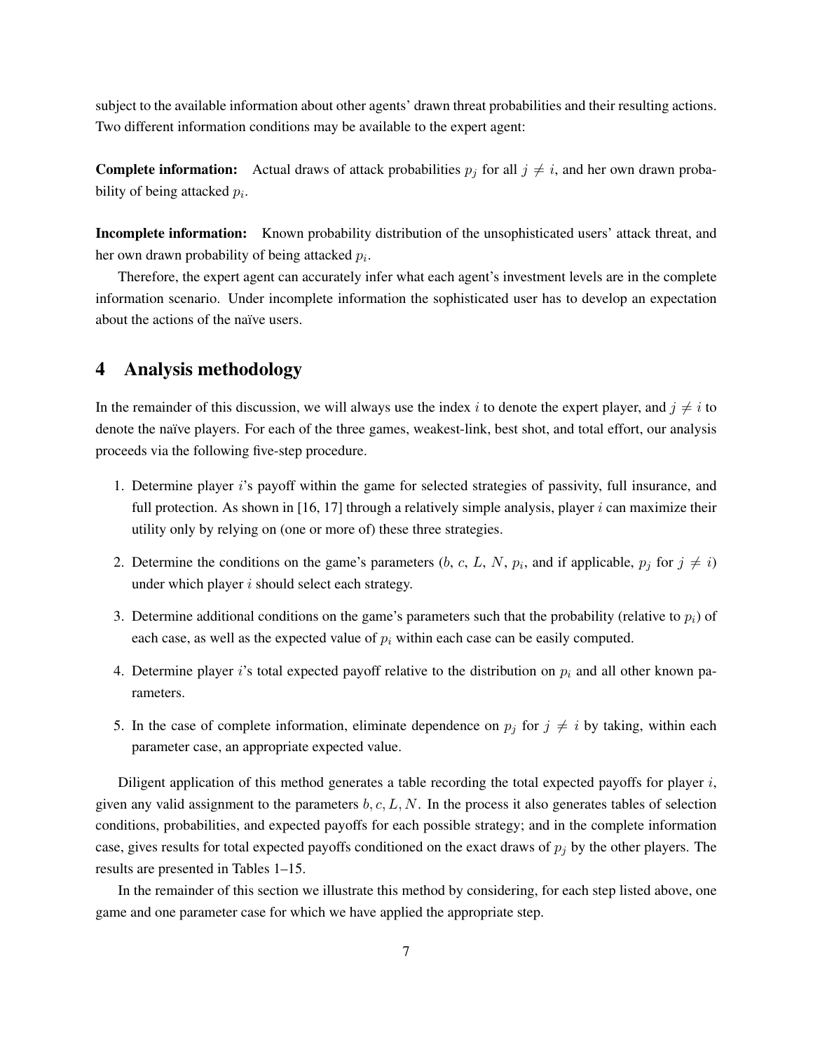subject to the available information about other agents' drawn threat probabilities and their resulting actions. Two different information conditions may be available to the expert agent:

**Complete information:** Actual draws of attack probabilities $p_j$ for all $j \neq i$, and her own drawn probability of being attacked $p_i$.

**Incomplete information:** Known probability distribution of the unsophisticated users' attack threat, and her own drawn probability of being attacked $p_i$.

Therefore, the expert agent can accurately infer what each agent's investment levels are in the complete information scenario. Under incomplete information the sophisticated user has to develop an expectation about the actions of the naïve users.

## 4 Analysis methodology

In the remainder of this discussion, we will always use the index $i$ to denote the expert player, and $j \neq i$ to denote the naïve players. For each of the three games, weakest-link, best shot, and total effort, our analysis proceeds via the following five-step procedure.

1. Determine player $i$'s payoff within the game for selected strategies of passivity, full insurance, and full protection. As shown in [16, 17] through a relatively simple analysis, player $i$ can maximize their utility only by relying on (one or more of) these three strategies.
2. Determine the conditions on the game's parameters ($b$, $c$, $L$, $N$, $p_i$, and if applicable, $p_j$ for $j \neq i$) under which player $i$ should select each strategy.
3. Determine additional conditions on the game's parameters such that the probability (relative to $p_i$) of each case, as well as the expected value of $p_i$ within each case can be easily computed.
4. Determine player $i$'s total expected payoff relative to the distribution on $p_i$ and all other known parameters.
5. In the case of complete information, eliminate dependence on $p_j$ for $j \neq i$ by taking, within each parameter case, an appropriate expected value.

Diligent application of this method generates a table recording the total expected payoffs for player $i$, given any valid assignment to the parameters $b, c, L, N$. In the process it also generates tables of selection conditions, probabilities, and expected payoffs for each possible strategy; and in the complete information case, gives results for total expected payoffs conditioned on the exact draws of $p_j$ by the other players. The results are presented in Tables 1–15.

In the remainder of this section we illustrate this method by considering, for each step listed above, one game and one parameter case for which we have applied the appropriate step.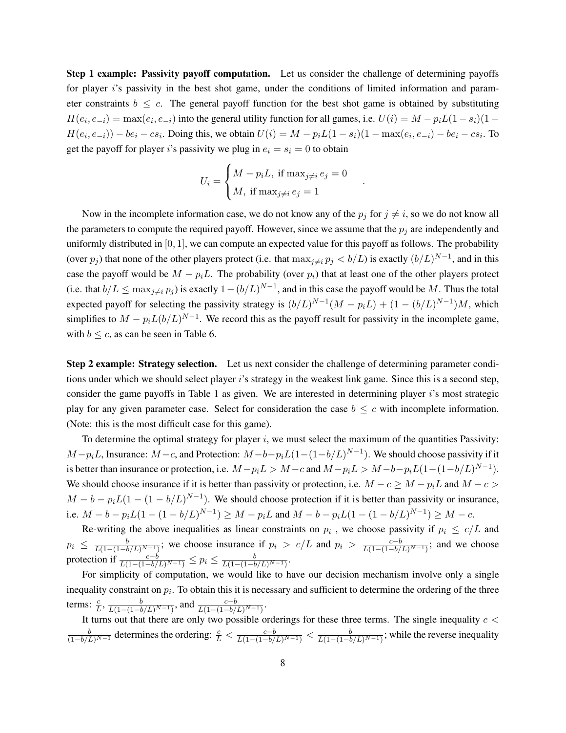**Step 1 example: Passivity payoff computation.** Let us consider the challenge of determining payoffs for player $i$'s passivity in the best shot game, under the conditions of limited information and parameter constraints $b \leq c$. The general payoff function for the best shot game is obtained by substituting $H(e_i, e_{-i}) = \max(e_i, e_{-i})$ into the general utility function for all games, i.e. $U(i) = M - p_i L(1 - s_i)(1 - H(e_i, e_{-i})) - be_i - cs_i$. Doing this, we obtain $U(i) = M - p_i L(1 - s_i)(1 - \max(e_i, e_{-i}) - be_i - cs_i$. To get the payoff for player $i$'s passivity we plug in $e_i = s_i = 0$ to obtain

$$U_i = \begin{cases} M - p_i L, \text{ if } \max_{j \neq i} e_j = 0 \\ M, \text{ if } \max_{j \neq i} e_j = 1 \end{cases} .$$

Now in the incomplete information case, we do not know any of the $p_j$ for $j \neq i$, so we do not know all the parameters to compute the required payoff. However, since we assume that the $p_j$ are independently and uniformly distributed in $[0, 1]$, we can compute an expected value for this payoff as follows. The probability (over $p_j$) that none of the other players protect (i.e. that $\max_{j \neq i} p_j < b/L$) is exactly $(b/L)^{N-1}$, and in this case the payoff would be $M - p_i L$. The probability (over $p_i$) that at least one of the other players protect (i.e. that $b/L \leq \max_{j \neq i} p_j$) is exactly $1 - (b/L)^{N-1}$, and in this case the payoff would be $M$. Thus the total expected payoff for selecting the passivity strategy is $(b/L)^{N-1}(M - p_i L) + (1 - (b/L)^{N-1})M$, which simplifies to $M - p_i L(b/L)^{N-1}$. We record this as the payoff result for passivity in the incomplete game, with $b \leq c$, as can be seen in Table 6.

**Step 2 example: Strategy selection.** Let us next consider the challenge of determining parameter conditions under which we should select player $i$'s strategy in the weakest link game. Since this is a second step, consider the game payoffs in Table 1 as given. We are interested in determining player $i$'s most strategic play for any given parameter case. Select for consideration the case $b \leq c$ with incomplete information. (Note: this is the most difficult case for this game).

To determine the optimal strategy for player $i$, we must select the maximum of the quantities Passivity: $M - p_i L$, Insurance: $M - c$, and Protection: $M - b - p_i L(1 - (1 - b/L)^{N-1})$. We should choose passivity if it is better than insurance or protection, i.e. $M - p_i L > M - c$ and $M - p_i L > M - b - p_i L(1 - (1 - b/L)^{N-1})$. We should choose insurance if it is better than passivity or protection, i.e. $M - c \geq M - p_i L$ and $M - c > M - b - p_i L(1 - (1 - b/L)^{N-1})$. We should choose protection if it is better than passivity or insurance, i.e. $M - b - p_i L(1 - (1 - b/L)^{N-1}) \geq M - p_i L$ and $M - b - p_i L(1 - (1 - b/L)^{N-1}) \geq M - c$.

Re-writing the above inequalities as linear constraints on $p_i$ , we choose passivity if $p_i \leq c/L$ and $p_i \leq \frac{b}{L(1-(1-b/L)^{N-1})}$; we choose insurance if $p_i > c/L$ and $p_i > \frac{c-b}{L(1-(1-b/L)^{N-1})}$; and we choose protection if $\frac{c-b}{L(1-(1-b/L)^{N-1})} \leq p_i \leq \frac{b}{L(1-(1-b/L)^{N-1})}$.

For simplicity of computation, we would like to have our decision mechanism involve only a single inequality constraint on $p_i$. To obtain this it is necessary and sufficient to determine the ordering of the three terms: $\frac{c}{L}$, $\frac{b}{L(1-(1-b/L)^{N-1})}$, and $\frac{c-b}{L(1-(1-b/L)^{N-1})}$.

It turns out that there are only two possible orderings for these three terms. The single inequality $c < \frac{b}{(1-b/L)^{N-1}}$ determines the ordering: $\frac{c}{L} < \frac{c-b}{L(1-(1-b/L)^{N-1})} < \frac{b}{L(1-(1-b/L)^{N-1})}$; while the reverse inequality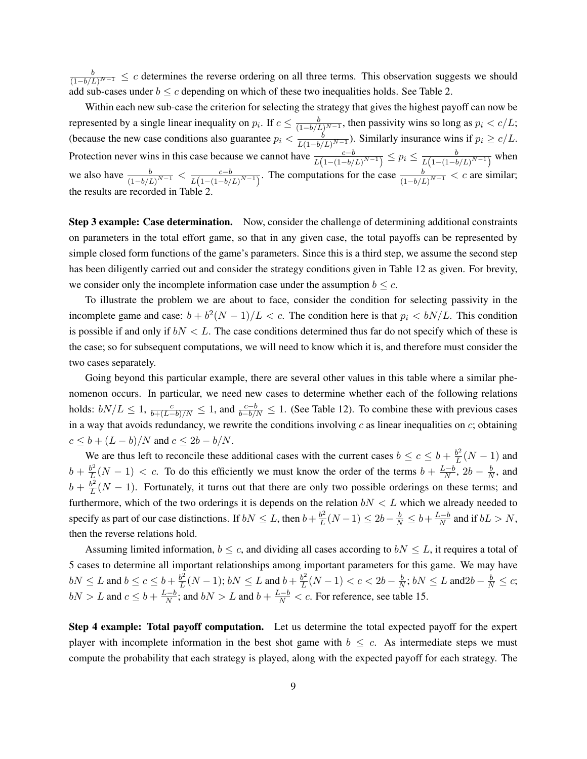$\frac{b}{(1-b/L)^{N-1}} \leq c$ determines the reverse ordering on all three terms. This observation suggests we should add sub-cases under $b \leq c$ depending on which of these two inequalities holds. See Table 2.

Within each new sub-case the criterion for selecting the strategy that gives the highest payoff can now be represented by a single linear inequality on $p_i$. If $c \leq \frac{b}{(1-b/L)^{N-1}}$, then passivity wins so long as $p_i < c/L$; (because the new case conditions also guarantee $p_i < \frac{b}{L(1-b/L)^{N-1}}$). Similarly insurance wins if $p_i \geq c/L$. Protection never wins in this case because we cannot have $\frac{c-b}{L\left(1-(1-b/L)^{N-1}\right)} \leq p_i \leq \frac{b}{L\left(1-(1-b/L)^{N-1}\right)}$ when we also have $\frac{b}{(1-b/L)^{N-1}} < \frac{c-b}{L\left(1-(1-b/L)^{N-1}\right)}$. The computations for the case $\frac{b}{(1-b/L)^{N-1}} < c$ are similar; the results are recorded in Table 2.

**Step 3 example: Case determination.** Now, consider the challenge of determining additional constraints on parameters in the total effort game, so that in any given case, the total payoffs can be represented by simple closed form functions of the game's parameters. Since this is a third step, we assume the second step has been diligently carried out and consider the strategy conditions given in Table 12 as given. For brevity, we consider only the incomplete information case under the assumption $b \leq c$.

To illustrate the problem we are about to face, consider the condition for selecting passivity in the incomplete game and case: $b + b^2(N-1)/L < c$. The condition here is that $p_i < bN/L$. This condition is possible if and only if $bN < L$. The case conditions determined thus far do not specify which of these is the case; so for subsequent computations, we will need to know which it is, and therefore must consider the two cases separately.

Going beyond this particular example, there are several other values in this table where a similar phenomenon occurs. In particular, we need new cases to determine whether each of the following relations holds: $bN/L \leq 1$, $\frac{c}{b+(L-b)/N} \leq 1$, and $\frac{c-b}{b-b/N} \leq 1$. (See Table 12). To combine these with previous cases in a way that avoids redundancy, we rewrite the conditions involving $c$ as linear inequalities on $c$; obtaining $c \leq b + (L-b)/N$ and $c \leq 2b - b/N$.

We are thus left to reconcile these additional cases with the current cases $b \leq c \leq b + \frac{b^2}{L}(N-1)$ and $b + \frac{b^2}{L}(N-1) < c$. To do this efficiently we must know the order of the terms $b + \frac{L-b}{N}$, $2b - \frac{b}{N}$, and $b + \frac{b^2}{L}(N-1)$. Fortunately, it turns out that there are only two possible orderings on these terms; and furthermore, which of the two orderings it is depends on the relation $bN < L$ which we already needed to specify as part of our case distinctions. If $bN \leq L$, then $b + \frac{b^2}{L}(N-1) \leq 2b - \frac{b}{N} \leq b + \frac{L-b}{N}$ and if $bL > N$, then the reverse relations hold.

Assuming limited information, $b \leq c$, and dividing all cases according to $bN \leq L$, it requires a total of 5 cases to determine all important relationships among important parameters for this game. We may have $bN \leq L$ and $b \leq c \leq b + \frac{b^2}{L}(N-1)$; $bN \leq L$ and $b + \frac{b^2}{L}(N-1) < c < 2b - \frac{b}{N}$; $bN \leq L$ and$2b - \frac{b}{N} \leq c$; $bN > L$ and $c \leq b + \frac{L-b}{N}$; and $bN > L$ and $b + \frac{L-b}{N} < c$. For reference, see table 15.

**Step 4 example: Total payoff computation.** Let us determine the total expected payoff for the expert player with incomplete information in the best shot game with $b \leq c$. As intermediate steps we must compute the probability that each strategy is played, along with the expected payoff for each strategy. The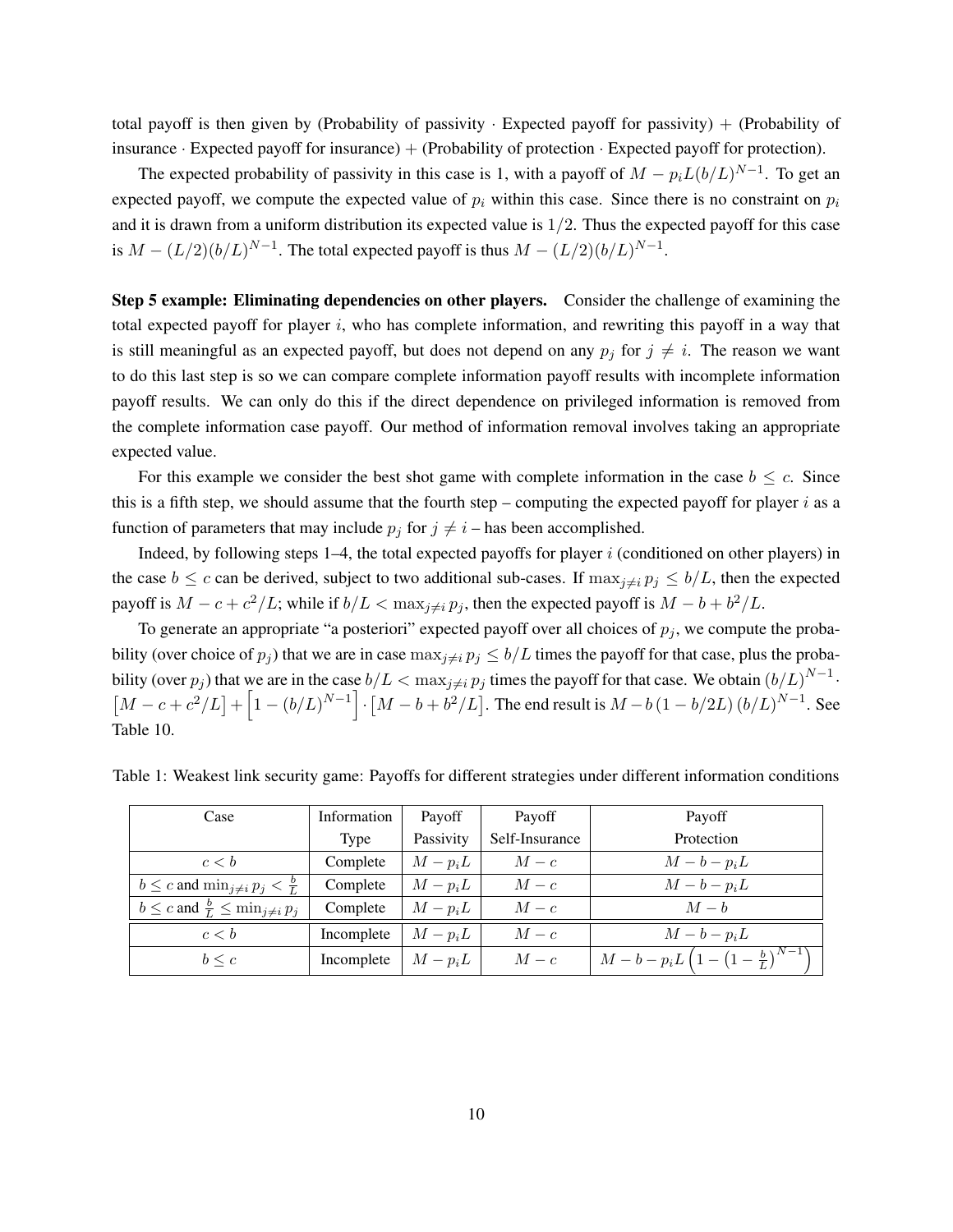total payoff is then given by (Probability of passivity · Expected payoff for passivity) + (Probability of insurance · Expected payoff for insurance) + (Probability of protection · Expected payoff for protection).

The expected probability of passivity in this case is 1, with a payoff of $M - p_i L(b/L)^{N-1}$. To get an expected payoff, we compute the expected value of $p_i$ within this case. Since there is no constraint on $p_i$ and it is drawn from a uniform distribution its expected value is $1/2$. Thus the expected payoff for this case is $M - (L/2)(b/L)^{N-1}$. The total expected payoff is thus $M - (L/2)(b/L)^{N-1}$.

**Step 5 example: Eliminating dependencies on other players.** Consider the challenge of examining the total expected payoff for player $i$, who has complete information, and rewriting this payoff in a way that is still meaningful as an expected payoff, but does not depend on any $p_j$ for $j \neq i$. The reason we want to do this last step is so we can compare complete information payoff results with incomplete information payoff results. We can only do this if the direct dependence on privileged information is removed from the complete information case payoff. Our method of information removal involves taking an appropriate expected value.

For this example we consider the best shot game with complete information in the case $b \leq c$. Since this is a fifth step, we should assume that the fourth step – computing the expected payoff for player $i$ as a function of parameters that may include $p_j$ for $j \neq i$ – has been accomplished.

Indeed, by following steps 1–4, the total expected payoffs for player $i$ (conditioned on other players) in the case $b \leq c$ can be derived, subject to two additional sub-cases. If $\max_{j \neq i} p_j \leq b/L$, then the expected payoff is $M - c + c^2/L$; while if $b/L < \max_{j \neq i} p_j$, then the expected payoff is $M - b + b^2/L$.

To generate an appropriate "a posteriori" expected payoff over all choices of $p_j$, we compute the probability (over choice of $p_j$) that we are in case $\max_{j \neq i} p_j \leq b/L$ times the payoff for that case, plus the probability (over $p_j$) that we are in the case $b/L < \max_{j \neq i} p_j$ times the payoff for that case. We obtain $(b/L)^{N-1} \cdot \left[M - c + c^2/L\right] + \left[1 - (b/L)^{N-1}\right] \cdot \left[M - b + b^2/L\right]$. The end result is $M - b\left(1 - b/2L\right)(b/L)^{N-1}$. See Table 10.

Table 1: Weakest link security game: Payoffs for different strategies under different information conditions

| Case | Information Type | Payoff Passivity | Payoff Self-Insurance | Payoff Protection |
|---|---|---|---|---|
| $c < b$ | Complete | $M - p_i L$ | $M - c$ | $M - b - p_i L$ |
| $b \leq c$ and $\min_{j \neq i} p_j < \frac{b}{L}$ | Complete | $M - p_i L$ | $M - c$ | $M - b - p_i L$ |
| $b \leq c$ and $\frac{b}{L} \leq \min_{j \neq i} p_j$ | Complete | $M - p_i L$ | $M - c$ | $M - b$ |
| $c < b$ | Incomplete | $M - p_i L$ | $M - c$ | $M - b - p_i L$ |
| $b \leq c$ | Incomplete | $M - p_i L$ | $M - c$ | $M - b - p_i L\left(1 - \left(1 - \frac{b}{L}\right)^{N-1}\right)$ |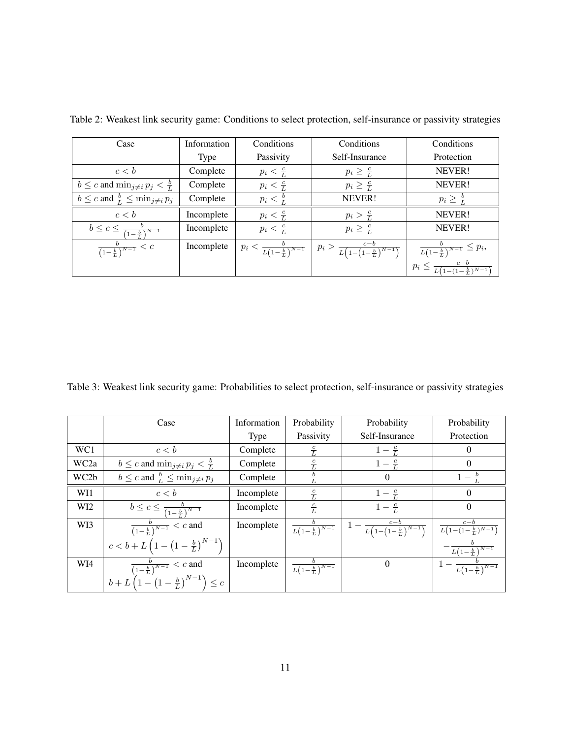Table 2: Weakest link security game: Conditions to select protection, self-insurance or passivity strategies

| Case | Information Type | Conditions Passivity | Conditions Self-Insurance | Conditions Protection |
|---|---|---|---|---|
| $c < b$ | Complete | $p_i < \frac{c}{L}$ | $p_i \geq \frac{c}{L}$ | NEVER! |
| $b \leq c$ and $\min_{j \neq i} p_j < \frac{b}{L}$ | Complete | $p_i < \frac{c}{L}$ | $p_i \geq \frac{c}{L}$ | NEVER! |
| $b \leq c$ and $\frac{b}{L} \leq \min_{j \neq i} p_j$ | Complete | $p_i < \frac{b}{L}$ | NEVER! | $p_i \geq \frac{b}{L}$ |
| $c < b$ | Incomplete | $p_i < \frac{c}{L}$ | $p_i > \frac{c}{L}$ | NEVER! |
| $b \leq c \leq \frac{b}{\left(1-\frac{b}{L}\right)^{N-1}}$ | Incomplete | $p_i < \frac{c}{L}$ | $p_i \geq \frac{c}{L}$ | NEVER! |
| $\frac{b}{\left(1-\frac{b}{L}\right)^{N-1}} < c$ | Incomplete | $p_i < \frac{b}{L\left(1-\frac{b}{L}\right)^{N-1}}$ | $p_i > \frac{c-b}{L\left(1-\left(1-\frac{b}{L}\right)^{N-1}\right)}$ | $\frac{b}{L\left(1-\frac{b}{L}\right)^{N-1}} \leq p_i$, $p_i \leq \frac{c-b}{L\left(1-\left(1-\frac{b}{L}\right)^{N-1}\right)}$ |

Table 3: Weakest link security game: Probabilities to select protection, self-insurance or passivity strategies

| | Case | Information Type | Probability Passivity | Probability Self-Insurance | Probability Protection |
|---|---|---|---|---|---|
| WC1 | $c < b$ | Complete | $\frac{c}{L}$ | $1 - \frac{c}{L}$ | 0 |
| WC2a | $b \leq c$ and $\min_{j \neq i} p_j < \frac{b}{L}$ | Complete | $\frac{c}{L}$ | $1 - \frac{c}{L}$ | 0 |
| WC2b | $b \leq c$ and $\frac{b}{L} \leq \min_{j \neq i} p_j$ | Complete | $\frac{b}{L}$ | 0 | $1 - \frac{b}{L}$ |
| WI1 | $c < b$ | Incomplete | $\frac{c}{L}$ | $1 - \frac{c}{L}$ | 0 |
| WI2 | $b \leq c \leq \frac{b}{\left(1-\frac{b}{L}\right)^{N-1}}$ | Incomplete | $\frac{c}{L}$ | $1 - \frac{c}{L}$ | 0 |
| WI3 | $\frac{b}{\left(1-\frac{b}{L}\right)^{N-1}} < c$ and $c < b + L\left(1 - \left(1-\frac{b}{L}\right)^{N-1}\right)$ | Incomplete | $\frac{b}{L\left(1-\frac{b}{L}\right)^{N-1}}$ | $1 - \frac{c-b}{L\left(1-\left(1-\frac{b}{L}\right)^{N-1}\right)}$ | $\frac{c-b}{L\left(1-\left(1-\frac{b}{L}\right)^{N-1}\right)} - \frac{b}{L\left(1-\frac{b}{L}\right)^{N-1}}$ |
| WI4 | $\frac{b}{\left(1-\frac{b}{L}\right)^{N-1}} < c$ and $b + L\left(1 - \left(1-\frac{b}{L}\right)^{N-1}\right) \leq c$ | Incomplete | $\frac{b}{L\left(1-\frac{b}{L}\right)^{N-1}}$ | 0 | $1 - \frac{b}{L\left(1-\frac{b}{L}\right)^{N-1}}$ |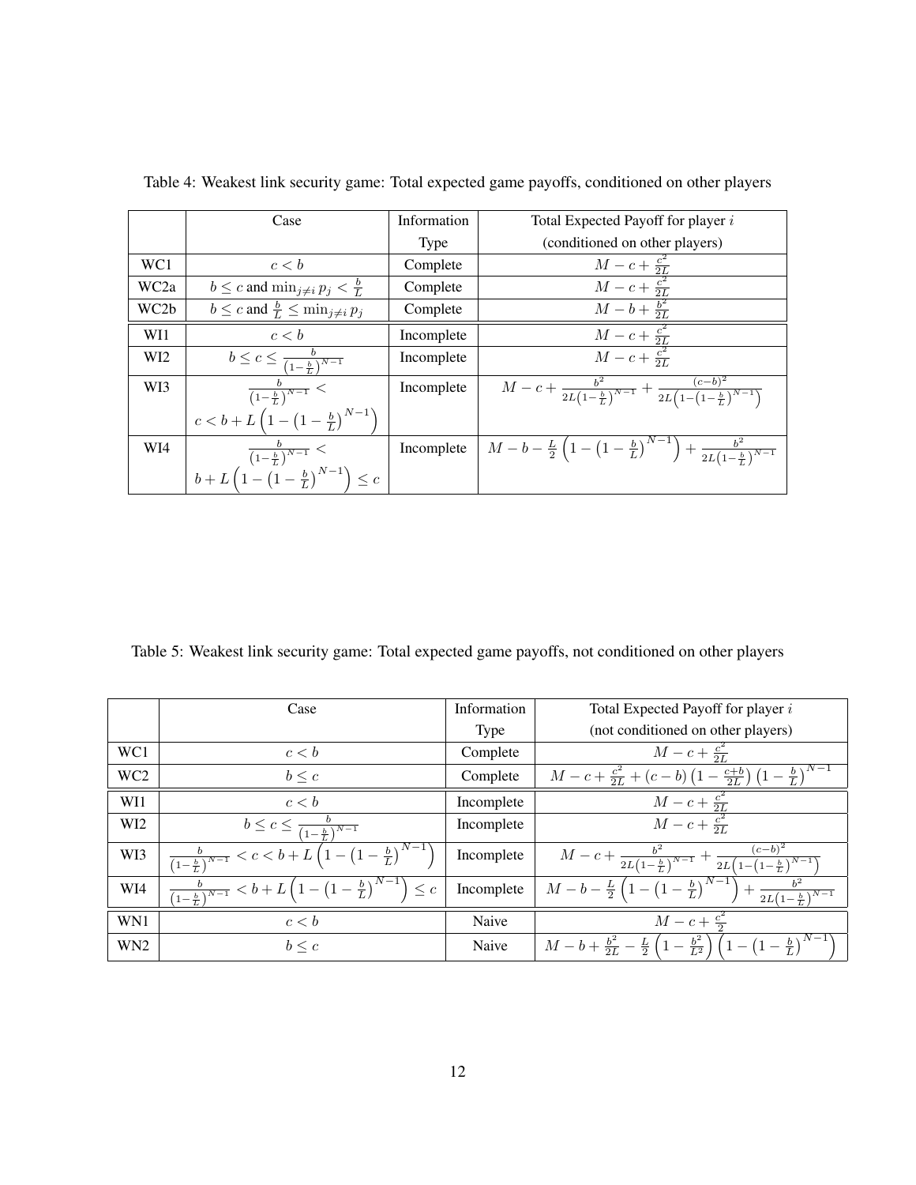Table 4: Weakest link security game: Total expected game payoffs, conditioned on other players

| | Case | Information Type | Total Expected Payoff for player $i$ (conditioned on other players) |
|---|---|---|---|
| WC1 | $c < b$ | Complete | $M - c + \frac{c^2}{2L}$ |
| WC2a | $b \leq c$ and $\min_{j \neq i} p_j < \frac{b}{L}$ | Complete | $M - c + \frac{c^2}{2L}$ |
| WC2b | $b \leq c$ and $\frac{b}{L} \leq \min_{j \neq i} p_j$ | Complete | $M - b + \frac{b^2}{2L}$ |
| WI1 | $c < b$ | Incomplete | $M - c + \frac{c^2}{2L}$ |
| WI2 | $b \leq c \leq \frac{b}{\left(1-\frac{b}{L}\right)^{N-1}}$ | Incomplete | $M - c + \frac{c^2}{2L}$ |
| WI3 | $\frac{b}{\left(1-\frac{b}{L}\right)^{N-1}} < c < b + L\left(1 - \left(1 - \frac{b}{L}\right)^{N-1}\right)$ | Incomplete | $M - c + \frac{b^2}{2L\left(1-\frac{b}{L}\right)^{N-1}} + \frac{(c-b)^2}{2L\left(1-\left(1-\frac{b}{L}\right)^{N-1}\right)}$ |
| WI4 | $\frac{b}{\left(1-\frac{b}{L}\right)^{N-1}} < b + L\left(1 - \left(1 - \frac{b}{L}\right)^{N-1}\right) \leq c$ | Incomplete | $M - b - \frac{L}{2}\left(1 - \left(1 - \frac{b}{L}\right)^{N-1}\right) + \frac{b^2}{2L\left(1-\frac{b}{L}\right)^{N-1}}$ |

Table 5: Weakest link security game: Total expected game payoffs, not conditioned on other players

| | Case | Information Type | Total Expected Payoff for player $i$ (not conditioned on other players) |
|---|---|---|---|
| WC1 | $c < b$ | Complete | $M - c + \frac{c^2}{2L}$ |
| WC2 | $b \leq c$ | Complete | $M - c + \frac{c^2}{2L} + (c-b)\left(1 - \frac{c+b}{2L}\right)\left(1 - \frac{b}{L}\right)^{N-1}$ |
| WI1 | $c < b$ | Incomplete | $M - c + \frac{c^2}{2L}$ |
| WI2 | $b \leq c \leq \frac{b}{\left(1-\frac{b}{L}\right)^{N-1}}$ | Incomplete | $M - c + \frac{c^2}{2L}$ |
| WI3 | $\frac{b}{\left(1-\frac{b}{L}\right)^{N-1}} < c < b + L\left(1 - \left(1 - \frac{b}{L}\right)^{N-1}\right)$ | Incomplete | $M - c + \frac{b^2}{2L\left(1-\frac{b}{L}\right)^{N-1}} + \frac{(c-b)^2}{2L\left(1-\left(1-\frac{b}{L}\right)^{N-1}\right)}$ |
| WI4 | $\frac{b}{\left(1-\frac{b}{L}\right)^{N-1}} < b + L\left(1 - \left(1 - \frac{b}{L}\right)^{N-1}\right) \leq c$ | Incomplete | $M - b - \frac{L}{2}\left(1 - \left(1 - \frac{b}{L}\right)^{N-1}\right) + \frac{b^2}{2L\left(1-\frac{b}{L}\right)^{N-1}}$ |
| WN1 | $c < b$ | Naive | $M - c + \frac{c^2}{2}$ |
| WN2 | $b \leq c$ | Naive | $M - b + \frac{b^2}{2L} - \frac{L}{2}\left(1 - \frac{b^2}{L^2}\right)\left(1 - \left(1 - \frac{b}{L}\right)^{N-1}\right)$ |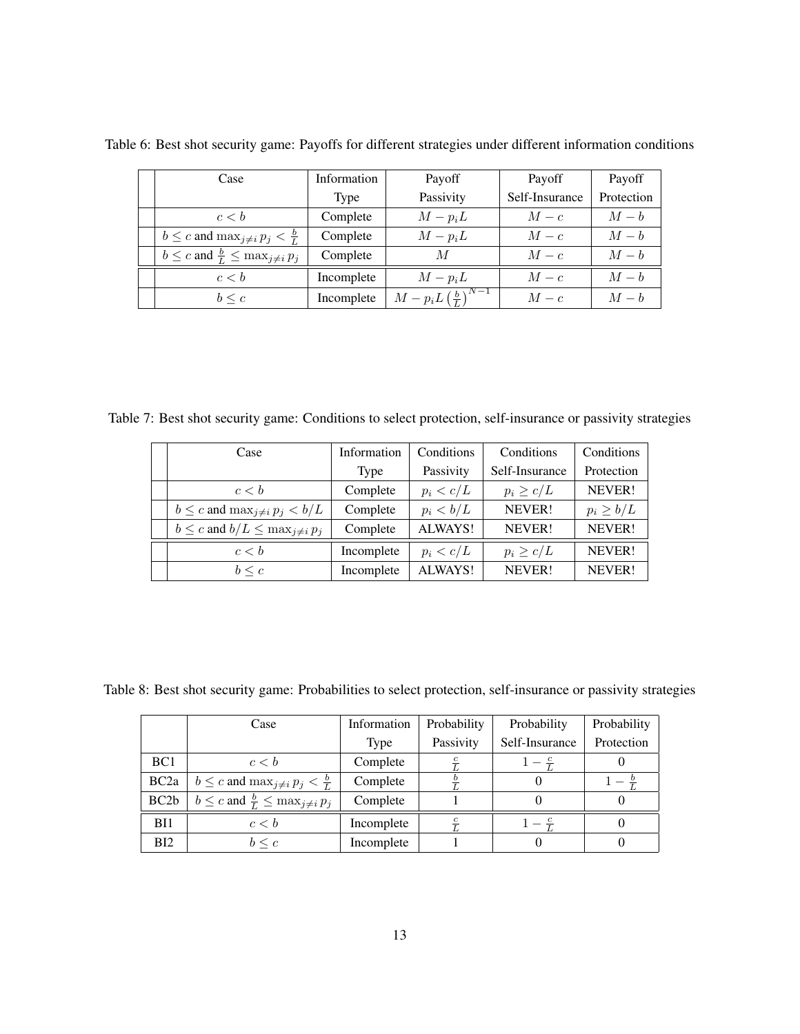Table 6: Best shot security game: Payoffs for different strategies under different information conditions

| | Case | Information Type | Payoff Passivity | Payoff Self-Insurance | Payoff Protection |
|---|---|---|---|---|---|
| | $c < b$ | Complete | $M - p_i L$ | $M - c$ | $M - b$ |
| | $b \leq c$ and $\max_{j \neq i} p_j < \frac{b}{L}$ | Complete | $M - p_i L$ | $M - c$ | $M - b$ |
| | $b \leq c$ and $\frac{b}{L} \leq \max_{j \neq i} p_j$ | Complete | $M$ | $M - c$ | $M - b$ |
| | $c < b$ | Incomplete | $M - p_i L$ | $M - c$ | $M - b$ |
| | $b \leq c$ | Incomplete | $M - p_i L \left(\frac{b}{L}\right)^{N-1}$ | $M - c$ | $M - b$ |

Table 7: Best shot security game: Conditions to select protection, self-insurance or passivity strategies

| | Case | Information Type | Conditions Passivity | Conditions Self-Insurance | Conditions Protection |
|---|---|---|---|---|---|
| | $c < b$ | Complete | $p_i < c/L$ | $p_i \geq c/L$ | NEVER! |
| | $b \leq c$ and $\max_{j \neq i} p_j < b/L$ | Complete | $p_i < b/L$ | NEVER! | $p_i \geq b/L$ |
| | $b \leq c$ and $b/L \leq \max_{j \neq i} p_j$ | Complete | ALWAYS! | NEVER! | NEVER! |
| | $c < b$ | Incomplete | $p_i < c/L$ | $p_i \geq c/L$ | NEVER! |
| | $b \leq c$ | Incomplete | ALWAYS! | NEVER! | NEVER! |

Table 8: Best shot security game: Probabilities to select protection, self-insurance or passivity strategies

| | Case | Information Type | Probability Passivity | Probability Self-Insurance | Probability Protection |
|---|---|---|---|---|---|
| BC1 | $c < b$ | Complete | $\frac{c}{L}$ | $1 - \frac{c}{L}$ | 0 |
| BC2a | $b \leq c$ and $\max_{j \neq i} p_j < \frac{b}{L}$ | Complete | $\frac{b}{L}$ | 0 | $1 - \frac{b}{L}$ |
| BC2b | $b \leq c$ and $\frac{b}{L} \leq \max_{j \neq i} p_j$ | Complete | 1 | 0 | 0 |
| BI1 | $c < b$ | Incomplete | $\frac{c}{L}$ | $1 - \frac{c}{L}$ | 0 |
| BI2 | $b \leq c$ | Incomplete | 1 | 0 | 0 |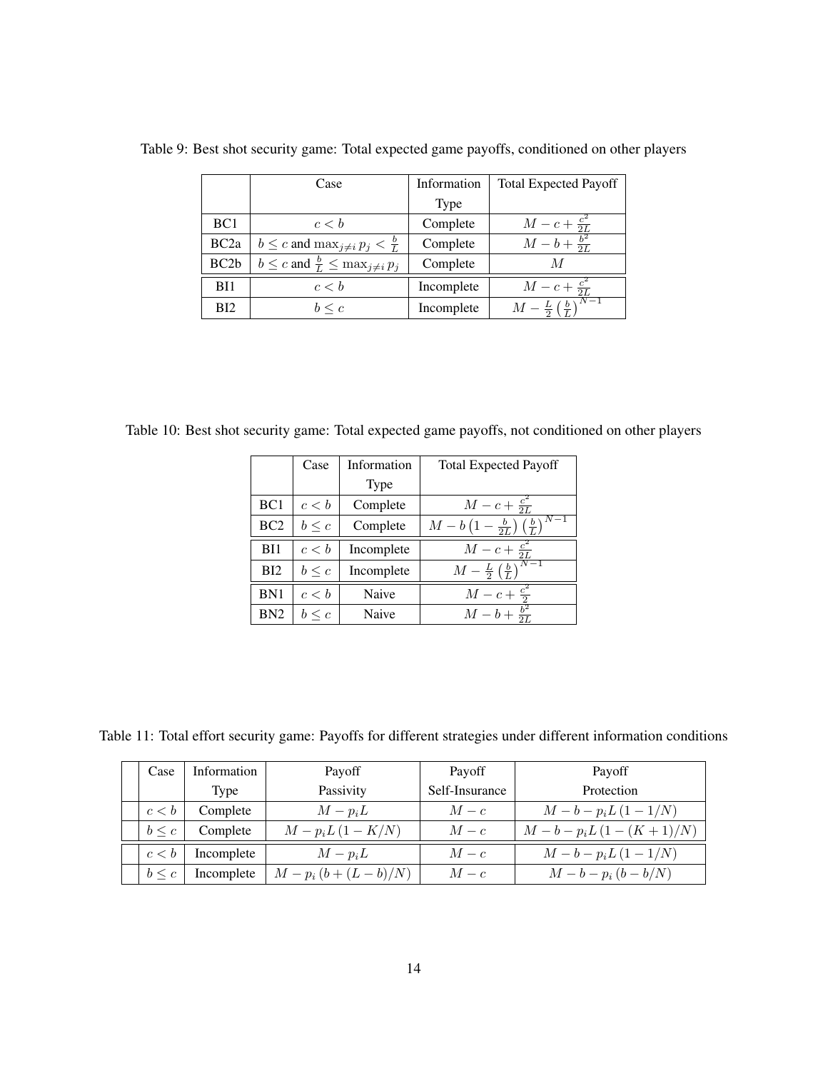Table 9: Best shot security game: Total expected game payoffs, conditioned on other players

| | Case | Information Type | Total Expected Payoff |
|---|---|---|---|
| BC1 | $c < b$ | Complete | $M - c + \frac{c^2}{2L}$ |
| BC2a | $b \leq c$ and $\max_{j \neq i} p_j < \frac{b}{L}$ | Complete | $M - b + \frac{b^2}{2L}$ |
| BC2b | $b \leq c$ and $\frac{b}{L} \leq \max_{j \neq i} p_j$ | Complete | $M$ |
| BI1 | $c < b$ | Incomplete | $M - c + \frac{c^2}{2L}$ |
| BI2 | $b \leq c$ | Incomplete | $M - \frac{L}{2} \left(\frac{b}{L}\right)^{N-1}$ |

Table 10: Best shot security game: Total expected game payoffs, not conditioned on other players

| | Case | Information Type | Total Expected Payoff |
|---|---|---|---|
| BC1 | $c < b$ | Complete | $M - c + \frac{c^2}{2L}$ |
| BC2 | $b \leq c$ | Complete | $M - b\left(1 - \frac{b}{2L}\right)\left(\frac{b}{L}\right)^{N-1}$ |
| BI1 | $c < b$ | Incomplete | $M - c + \frac{c^2}{2L}$ |
| BI2 | $b \leq c$ | Incomplete | $M - \frac{L}{2} \left(\frac{b}{L}\right)^{N-1}$ |
| BN1 | $c < b$ | Naive | $M - c + \frac{c^2}{2}$ |
| BN2 | $b \leq c$ | Naive | $M - b + \frac{b^2}{2L}$ |

Table 11: Total effort security game: Payoffs for different strategies under different information conditions

| Case | Information Type | Payoff Passivity | Payoff Self-Insurance | Payoff Protection |
|---|---|---|---|---|
| $c < b$ | Complete | $M - p_i L$ | $M - c$ | $M - b - p_i L\,(1 - 1/N)$ |
| $b \leq c$ | Complete | $M - p_i L\,(1 - K/N)$ | $M - c$ | $M - b - p_i L\,(1 - (K+1)/N)$ |
| $c < b$ | Incomplete | $M - p_i L$ | $M - c$ | $M - b - p_i L\,(1 - 1/N)$ |
| $b \leq c$ | Incomplete | $M - p_i\,(b + (L - b)/N)$ | $M - c$ | $M - b - p_i\,(b - b/N)$ |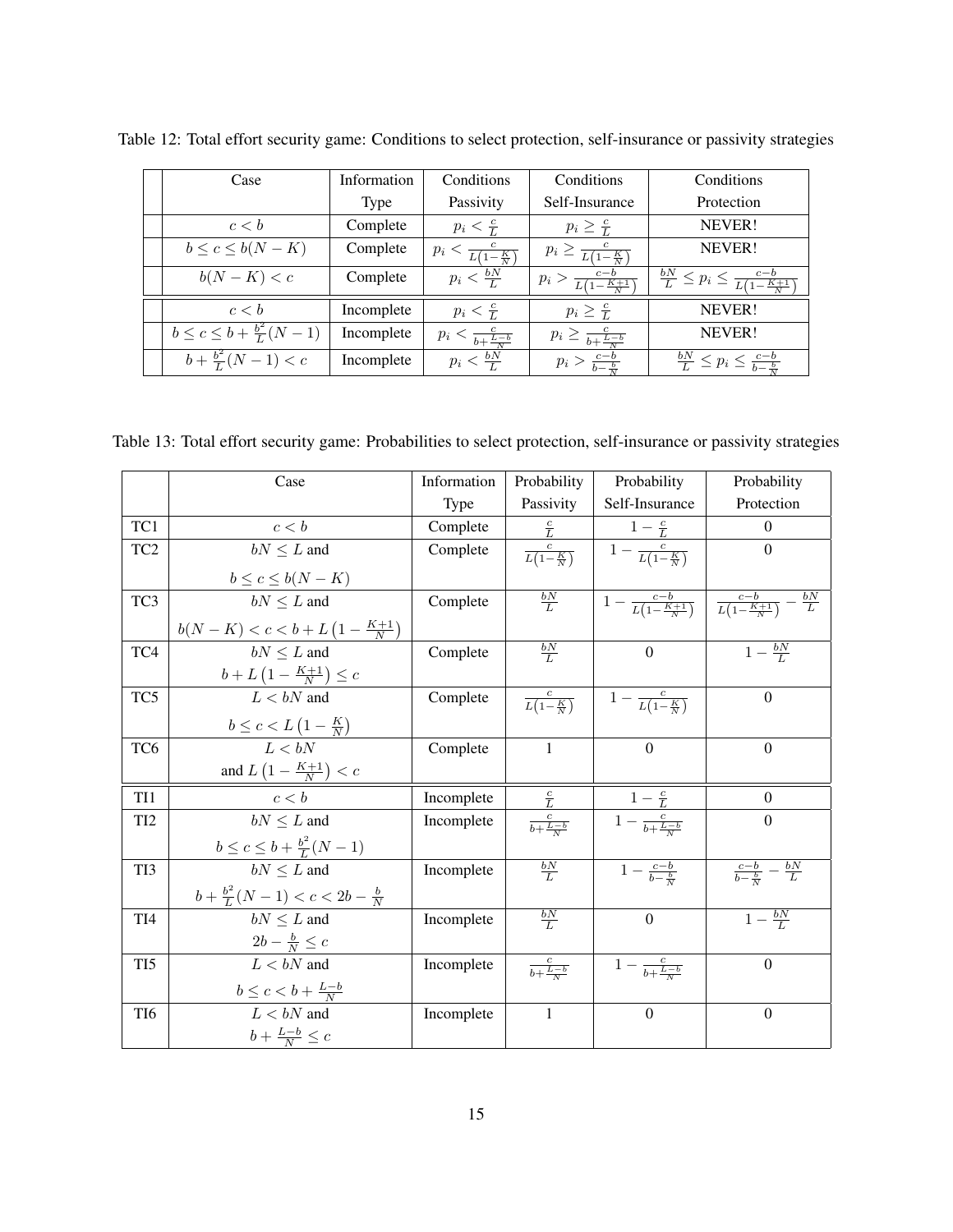Table 12: Total effort security game: Conditions to select protection, self-insurance or passivity strategies

| Case | Information Type | Conditions Passivity | Conditions Self-Insurance | Conditions Protection |
|---|---|---|---|---|
| $c < b$ | Complete | $p_i < \frac{c}{L}$ | $p_i \geq \frac{c}{L}$ | NEVER! |
| $b \leq c \leq b(N-K)$ | Complete | $p_i < \frac{c}{L\left(1-\frac{K}{N}\right)}$ | $p_i \geq \frac{c}{L\left(1-\frac{K}{N}\right)}$ | NEVER! |
| $b(N-K) < c$ | Complete | $p_i < \frac{bN}{L}$ | $p_i > \frac{c-b}{L\left(1-\frac{K+1}{N}\right)}$ | $\frac{bN}{L} \leq p_i \leq \frac{c-b}{L\left(1-\frac{K+1}{N}\right)}$ |
| $c < b$ | Incomplete | $p_i < \frac{c}{L}$ | $p_i \geq \frac{c}{L}$ | NEVER! |
| $b \leq c \leq b + \frac{b^2}{L}(N-1)$ | Incomplete | $p_i < \frac{c}{b+\frac{L-b}{N}}$ | $p_i \geq \frac{c}{b+\frac{L-b}{N}}$ | NEVER! |
| $b + \frac{b^2}{L}(N-1) < c$ | Incomplete | $p_i < \frac{bN}{L}$ | $p_i > \frac{c-b}{b-\frac{b}{N}}$ | $\frac{bN}{L} \leq p_i \leq \frac{c-b}{b-\frac{b}{N}}$ |

Table 13: Total effort security game: Probabilities to select protection, self-insurance or passivity strategies

| | Case | Information Type | Probability Passivity | Probability Self-Insurance | Probability Protection |
|---|---|---|---|---|---|
| TC1 | $c < b$ | Complete | $\frac{c}{L}$ | $1 - \frac{c}{L}$ | 0 |
| TC2 | $bN \leq L$ and $b \leq c \leq b(N-K)$ | Complete | $\frac{c}{L\left(1-\frac{K}{N}\right)}$ | $1 - \frac{c}{L\left(1-\frac{K}{N}\right)}$ | 0 |
| TC3 | $bN \leq L$ and $b(N-K) < c < b + L\left(1-\frac{K+1}{N}\right)$ | Complete | $\frac{bN}{L}$ | $1 - \frac{c-b}{L\left(1-\frac{K+1}{N}\right)}$ | $\frac{c-b}{L\left(1-\frac{K+1}{N}\right)} - \frac{bN}{L}$ |
| TC4 | $bN \leq L$ and $b + L\left(1-\frac{K+1}{N}\right) \leq c$ | Complete | $\frac{bN}{L}$ | 0 | $1 - \frac{bN}{L}$ |
| TC5 | $L < bN$ and $b \leq c < L\left(1-\frac{K}{N}\right)$ | Complete | $\frac{c}{L\left(1-\frac{K}{N}\right)}$ | $1 - \frac{c}{L\left(1-\frac{K}{N}\right)}$ | 0 |
| TC6 | $L < bN$ and $L\left(1-\frac{K+1}{N}\right) < c$ | Complete | 1 | 0 | 0 |
| TI1 | $c < b$ | Incomplete | $\frac{c}{L}$ | $1 - \frac{c}{L}$ | 0 |
| TI2 | $bN \leq L$ and $b \leq c \leq b + \frac{b^2}{L}(N-1)$ | Incomplete | $\frac{c}{b+\frac{L-b}{N}}$ | $1 - \frac{c}{b+\frac{L-b}{N}}$ | 0 |
| TI3 | $bN \leq L$ and $b + \frac{b^2}{L}(N-1) < c < 2b - \frac{b}{N}$ | Incomplete | $\frac{bN}{L}$ | $1 - \frac{c-b}{b-\frac{b}{N}}$ | $\frac{c-b}{b-\frac{b}{N}} - \frac{bN}{L}$ |
| TI4 | $bN \leq L$ and $2b - \frac{b}{N} \leq c$ | Incomplete | $\frac{bN}{L}$ | 0 | $1 - \frac{bN}{L}$ |
| TI5 | $L < bN$ and $b \leq c < b + \frac{L-b}{N}$ | Incomplete | $\frac{c}{b+\frac{L-b}{N}}$ | $1 - \frac{c}{b+\frac{L-b}{N}}$ | 0 |
| TI6 | $L < bN$ and $b + \frac{L-b}{N} \leq c$ | Incomplete | 1 | 0 | 0 |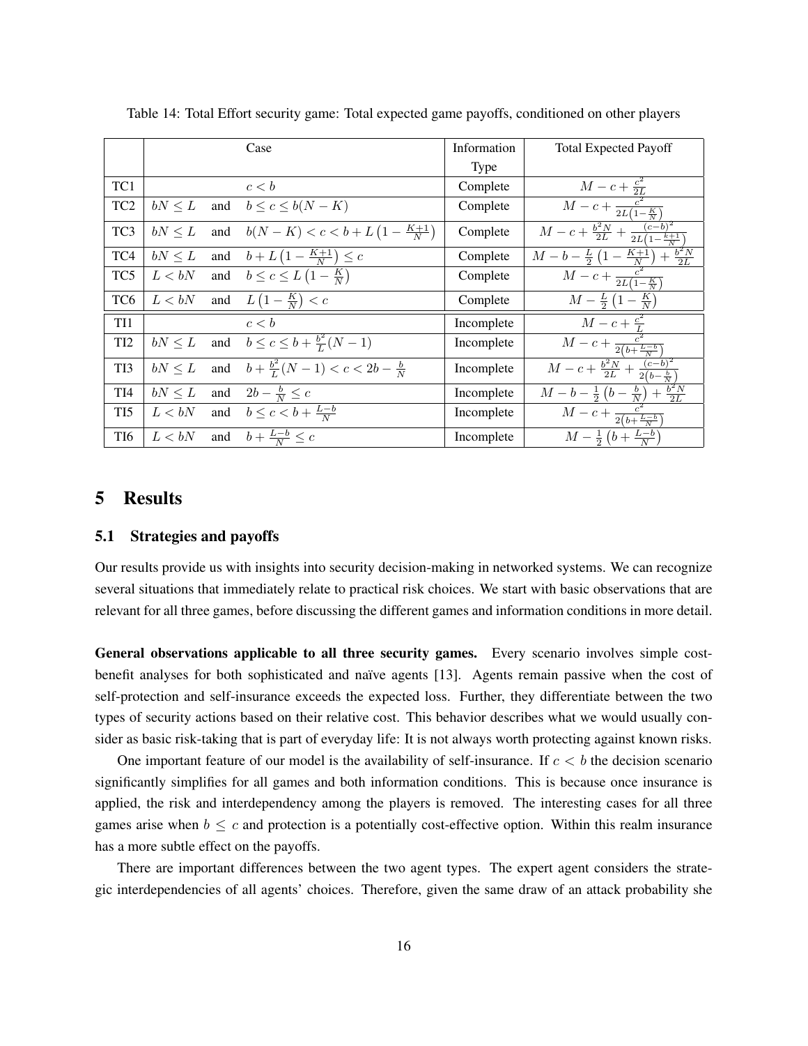Table 14: Total Effort security game: Total expected game payoffs, conditioned on other players

| | Case | Information Type | Total Expected Payoff |
|---|---|---|---|
| TC1 | $c < b$ | Complete | $M - c + \frac{c^2}{2L}$ |
| TC2 | $bN \leq L$ and $b \leq c \leq b(N-K)$ | Complete | $M - c + \frac{c^2}{2L\left(1-\frac{K}{N}\right)}$ |
| TC3 | $bN \leq L$ and $b(N-K) < c < b + L\left(1 - \frac{K+1}{N}\right)$ | Complete | $M - c + \frac{b^2 N}{2L} + \frac{(c-b)^2}{2L\left(1-\frac{k+1}{N}\right)}$ |
| TC4 | $bN \leq L$ and $b + L\left(1 - \frac{K+1}{N}\right) \leq c$ | Complete | $M - b - \frac{L}{2}\left(1 - \frac{K+1}{N}\right) + \frac{b^2 N}{2L}$ |
| TC5 | $L < bN$ and $b \leq c \leq L\left(1 - \frac{K}{N}\right)$ | Complete | $M - c + \frac{c^2}{2L\left(1-\frac{K}{N}\right)}$ |
| TC6 | $L < bN$ and $L\left(1 - \frac{K}{N}\right) < c$ | Complete | $M - \frac{L}{2}\left(1 - \frac{K}{N}\right)$ |
| TI1 | $c < b$ | Incomplete | $M - c + \frac{c^2}{L}$ |
| TI2 | $bN \leq L$ and $b \leq c \leq b + \frac{b^2}{L}(N-1)$ | Incomplete | $M - c + \frac{c^2}{2\left(b+\frac{L-b}{N}\right)}$ |
| TI3 | $bN \leq L$ and $b + \frac{b^2}{L}(N-1) < c < 2b - \frac{b}{N}$ | Incomplete | $M - c + \frac{b^2 N}{2L} + \frac{(c-b)^2}{2\left(b-\frac{b}{N}\right)}$ |
| TI4 | $bN \leq L$ and $2b - \frac{b}{N} \leq c$ | Incomplete | $M - b - \frac{1}{2}\left(b - \frac{b}{N}\right) + \frac{b^2 N}{2L}$ |
| TI5 | $L < bN$ and $b \leq c < b + \frac{L-b}{N}$ | Incomplete | $M - c + \frac{c^2}{2\left(b+\frac{L-b}{N}\right)}$ |
| TI6 | $L < bN$ and $b + \frac{L-b}{N} \leq c$ | Incomplete | $M - \frac{1}{2}\left(b + \frac{L-b}{N}\right)$ |

# 5 Results

## 5.1 Strategies and payoffs

Our results provide us with insights into security decision-making in networked systems. We can recognize several situations that immediately relate to practical risk choices. We start with basic observations that are relevant for all three games, before discussing the different games and information conditions in more detail.

**General observations applicable to all three security games.** Every scenario involves simple cost-benefit analyses for both sophisticated and naïve agents [13]. Agents remain passive when the cost of self-protection and self-insurance exceeds the expected loss. Further, they differentiate between the two types of security actions based on their relative cost. This behavior describes what we would usually consider as basic risk-taking that is part of everyday life: It is not always worth protecting against known risks.

One important feature of our model is the availability of self-insurance. If $c < b$ the decision scenario significantly simplifies for all games and both information conditions. This is because once insurance is applied, the risk and interdependency among the players is removed. The interesting cases for all three games arise when $b \leq c$ and protection is a potentially cost-effective option. Within this realm insurance has a more subtle effect on the payoffs.

There are important differences between the two agent types. The expert agent considers the strategic interdependencies of all agents' choices. Therefore, given the same draw of an attack probability she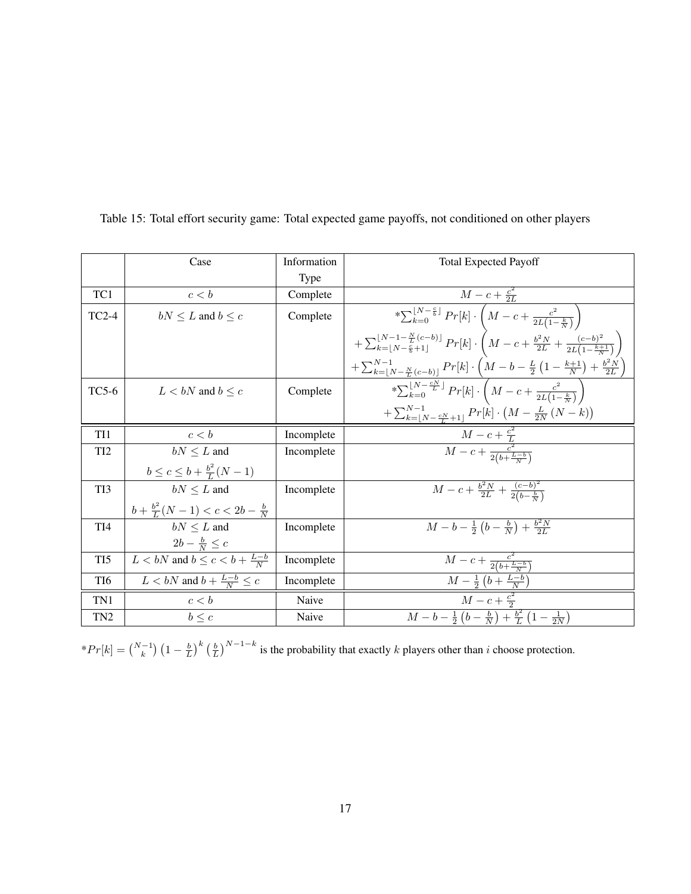Table 15: Total effort security game: Total expected game payoffs, not conditioned on other players

| | Case | Information Type | Total Expected Payoff |
|---|---|---|---|
| TC1 | $c < b$ | Complete | $M - c + \frac{c^2}{2L}$ |
| TC2-4 | $bN \leq L$ and $b \leq c$ | Complete | $*\sum_{k=0}^{\lfloor N-\frac{c}{b} \rfloor} Pr[k] \cdot \left( M - c + \frac{c^2}{2L\left(1-\frac{k}{N}\right)} \right)$ $+ \sum_{k=\lfloor N-\frac{c}{b}+1 \rfloor}^{\lfloor N-1-\frac{N}{L}(c-b) \rfloor} Pr[k] \cdot \left( M - c + \frac{b^2 N}{2L} + \frac{(c-b)^2}{2L\left(1-\frac{k+1}{N}\right)} \right)$ $+ \sum_{k=\lfloor N-\frac{N}{L}(c-b) \rfloor}^{N-1} Pr[k] \cdot \left( M - b - \frac{L}{2}\left(1 - \frac{k+1}{N}\right) + \frac{b^2 N}{2L} \right)$ |
| TC5-6 | $L < bN$ and $b \leq c$ | Complete | $*\sum_{k=0}^{\lfloor N-\frac{cN}{L} \rfloor} Pr[k] \cdot \left( M - c + \frac{c^2}{2L\left(1-\frac{k}{N}\right)} \right)$ $+ \sum_{k=\lfloor N-\frac{cN}{L}+1 \rfloor}^{N-1} Pr[k] \cdot \left( M - \frac{L}{2N}(N-k) \right)$ |
| TI1 | $c < b$ | Incomplete | $M - c + \frac{c^2}{L}$ |
| TI2 | $bN \leq L$ and $b \leq c \leq b + \frac{b^2}{L}(N-1)$ | Incomplete | $M - c + \frac{c^2}{2\left(b+\frac{L-b}{N}\right)}$ |
| TI3 | $bN \leq L$ and $b + \frac{b^2}{L}(N-1) < c < 2b - \frac{b}{N}$ | Incomplete | $M - c + \frac{b^2 N}{2L} + \frac{(c-b)^2}{2\left(b-\frac{b}{N}\right)}$ |
| TI4 | $bN \leq L$ and $2b - \frac{b}{N} \leq c$ | Incomplete | $M - b - \frac{1}{2}\left(b - \frac{b}{N}\right) + \frac{b^2 N}{2L}$ |
| TI5 | $L < bN$ and $b \leq c < b + \frac{L-b}{N}$ | Incomplete | $M - c + \frac{c^2}{2\left(b+\frac{L-b}{N}\right)}$ |
| TI6 | $L < bN$ and $b + \frac{L-b}{N} \leq c$ | Incomplete | $M - \frac{1}{2}\left(b + \frac{L-b}{N}\right)$ |
| TN1 | $c < b$ | Naive | $M - c + \frac{c^2}{2}$ |
| TN2 | $b \leq c$ | Naive | $M - b - \frac{1}{2}\left(b - \frac{b}{N}\right) + \frac{b^2}{L}\left(1 - \frac{1}{2N}\right)$ |

$*Pr[k] = \binom{N-1}{k}\left(1 - \frac{b}{L}\right)^k \left(\frac{b}{L}\right)^{N-1-k}$ is the probability that exactly $k$ players other than $i$ choose protection.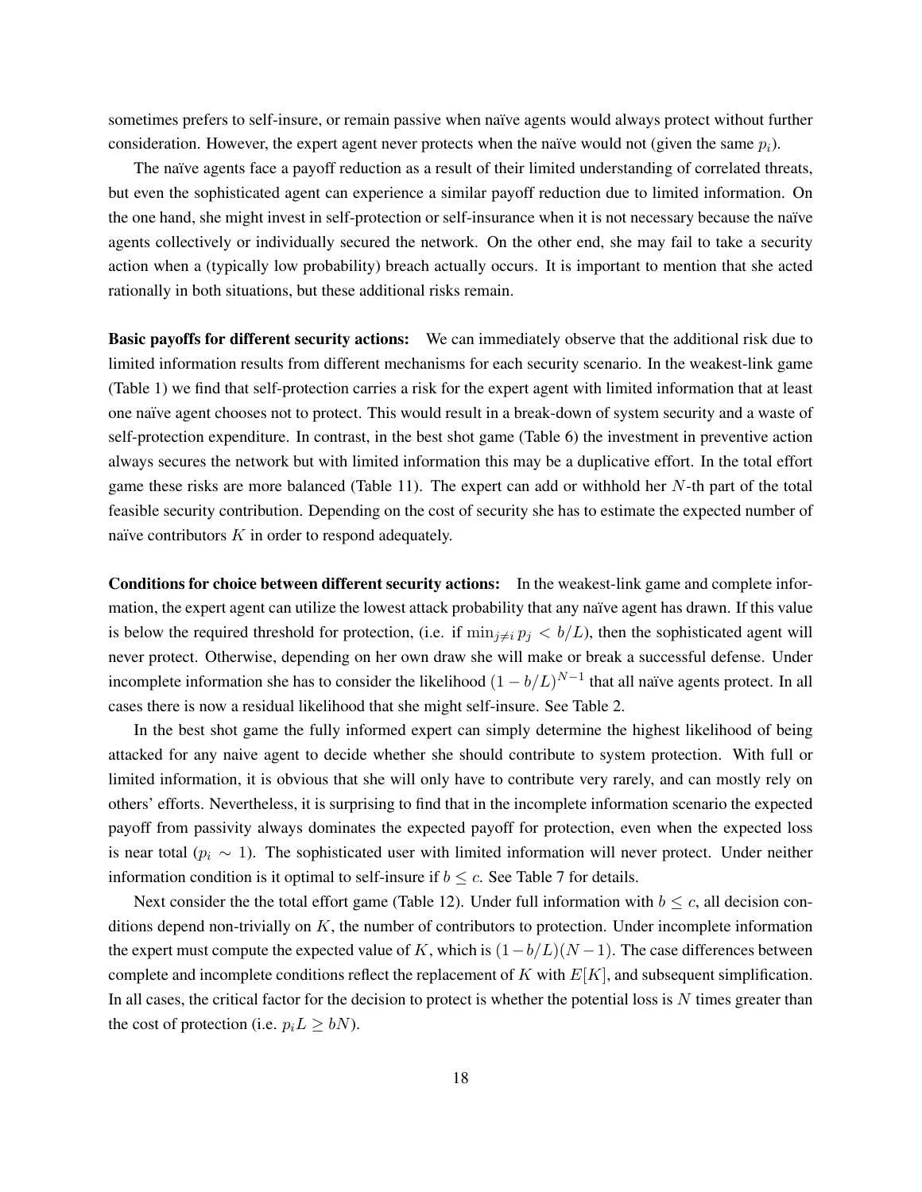sometimes prefers to self-insure, or remain passive when naïve agents would always protect without further consideration. However, the expert agent never protects when the naïve would not (given the same $p_i$).

The naïve agents face a payoff reduction as a result of their limited understanding of correlated threats, but even the sophisticated agent can experience a similar payoff reduction due to limited information. On the one hand, she might invest in self-protection or self-insurance when it is not necessary because the naïve agents collectively or individually secured the network. On the other end, she may fail to take a security action when a (typically low probability) breach actually occurs. It is important to mention that she acted rationally in both situations, but these additional risks remain.

**Basic payoffs for different security actions:** We can immediately observe that the additional risk due to limited information results from different mechanisms for each security scenario. In the weakest-link game (Table 1) we find that self-protection carries a risk for the expert agent with limited information that at least one naïve agent chooses not to protect. This would result in a break-down of system security and a waste of self-protection expenditure. In contrast, in the best shot game (Table 6) the investment in preventive action always secures the network but with limited information this may be a duplicative effort. In the total effort game these risks are more balanced (Table 11). The expert can add or withhold her $N$-th part of the total feasible security contribution. Depending on the cost of security she has to estimate the expected number of naïve contributors $K$ in order to respond adequately.

**Conditions for choice between different security actions:** In the weakest-link game and complete information, the expert agent can utilize the lowest attack probability that any naïve agent has drawn. If this value is below the required threshold for protection, (i.e. if $\min_{j \neq i} p_j < b/L$), then the sophisticated agent will never protect. Otherwise, depending on her own draw she will make or break a successful defense. Under incomplete information she has to consider the likelihood $(1 - b/L)^{N-1}$ that all naïve agents protect. In all cases there is now a residual likelihood that she might self-insure. See Table 2.

In the best shot game the fully informed expert can simply determine the highest likelihood of being attacked for any naive agent to decide whether she should contribute to system protection. With full or limited information, it is obvious that she will only have to contribute very rarely, and can mostly rely on others' efforts. Nevertheless, it is surprising to find that in the incomplete information scenario the expected payoff from passivity always dominates the expected payoff for protection, even when the expected loss is near total ($p_i \sim 1$). The sophisticated user with limited information will never protect. Under neither information condition is it optimal to self-insure if $b \leq c$. See Table 7 for details.

Next consider the the total effort game (Table 12). Under full information with $b \leq c$, all decision conditions depend non-trivially on $K$, the number of contributors to protection. Under incomplete information the expert must compute the expected value of $K$, which is $(1-b/L)(N-1)$. The case differences between complete and incomplete conditions reflect the replacement of $K$ with $E[K]$, and subsequent simplification. In all cases, the critical factor for the decision to protect is whether the potential loss is $N$ times greater than the cost of protection (i.e. $p_i L \geq bN$).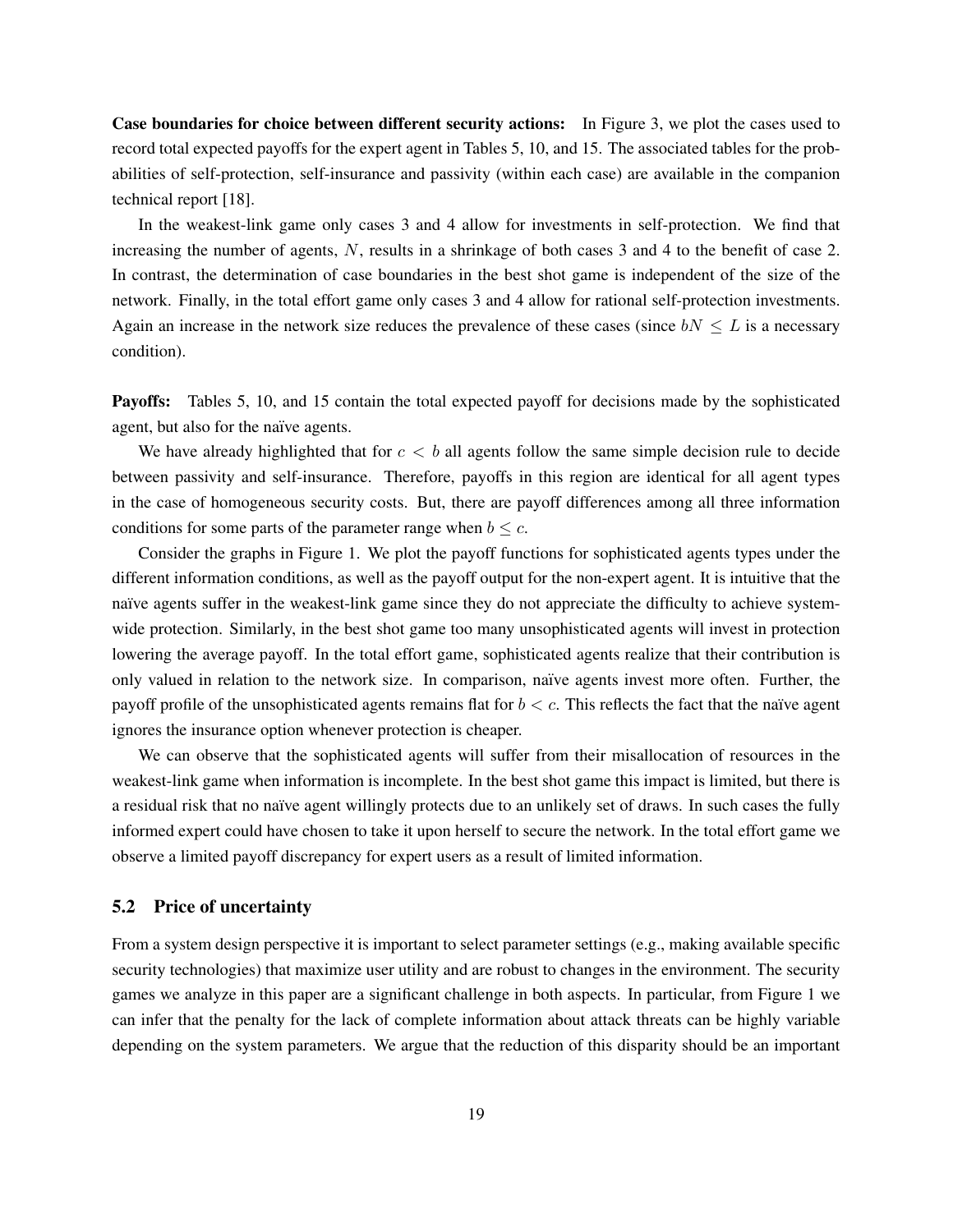**Case boundaries for choice between different security actions:** In Figure 3, we plot the cases used to record total expected payoffs for the expert agent in Tables 5, 10, and 15. The associated tables for the probabilities of self-protection, self-insurance and passivity (within each case) are available in the companion technical report [18].

In the weakest-link game only cases 3 and 4 allow for investments in self-protection. We find that increasing the number of agents, $N$, results in a shrinkage of both cases 3 and 4 to the benefit of case 2. In contrast, the determination of case boundaries in the best shot game is independent of the size of the network. Finally, in the total effort game only cases 3 and 4 allow for rational self-protection investments. Again an increase in the network size reduces the prevalence of these cases (since $bN \leq L$ is a necessary condition).

**Payoffs:** Tables 5, 10, and 15 contain the total expected payoff for decisions made by the sophisticated agent, but also for the naïve agents.

We have already highlighted that for $c < b$ all agents follow the same simple decision rule to decide between passivity and self-insurance. Therefore, payoffs in this region are identical for all agent types in the case of homogeneous security costs. But, there are payoff differences among all three information conditions for some parts of the parameter range when $b \leq c$.

Consider the graphs in Figure 1. We plot the payoff functions for sophisticated agents types under the different information conditions, as well as the payoff output for the non-expert agent. It is intuitive that the naïve agents suffer in the weakest-link game since they do not appreciate the difficulty to achieve system-wide protection. Similarly, in the best shot game too many unsophisticated agents will invest in protection lowering the average payoff. In the total effort game, sophisticated agents realize that their contribution is only valued in relation to the network size. In comparison, naïve agents invest more often. Further, the payoff profile of the unsophisticated agents remains flat for $b < c$. This reflects the fact that the naïve agent ignores the insurance option whenever protection is cheaper.

We can observe that the sophisticated agents will suffer from their misallocation of resources in the weakest-link game when information is incomplete. In the best shot game this impact is limited, but there is a residual risk that no naïve agent willingly protects due to an unlikely set of draws. In such cases the fully informed expert could have chosen to take it upon herself to secure the network. In the total effort game we observe a limited payoff discrepancy for expert users as a result of limited information.

## 5.2 Price of uncertainty

From a system design perspective it is important to select parameter settings (e.g., making available specific security technologies) that maximize user utility and are robust to changes in the environment. The security games we analyze in this paper are a significant challenge in both aspects. In particular, from Figure 1 we can infer that the penalty for the lack of complete information about attack threats can be highly variable depending on the system parameters. We argue that the reduction of this disparity should be an important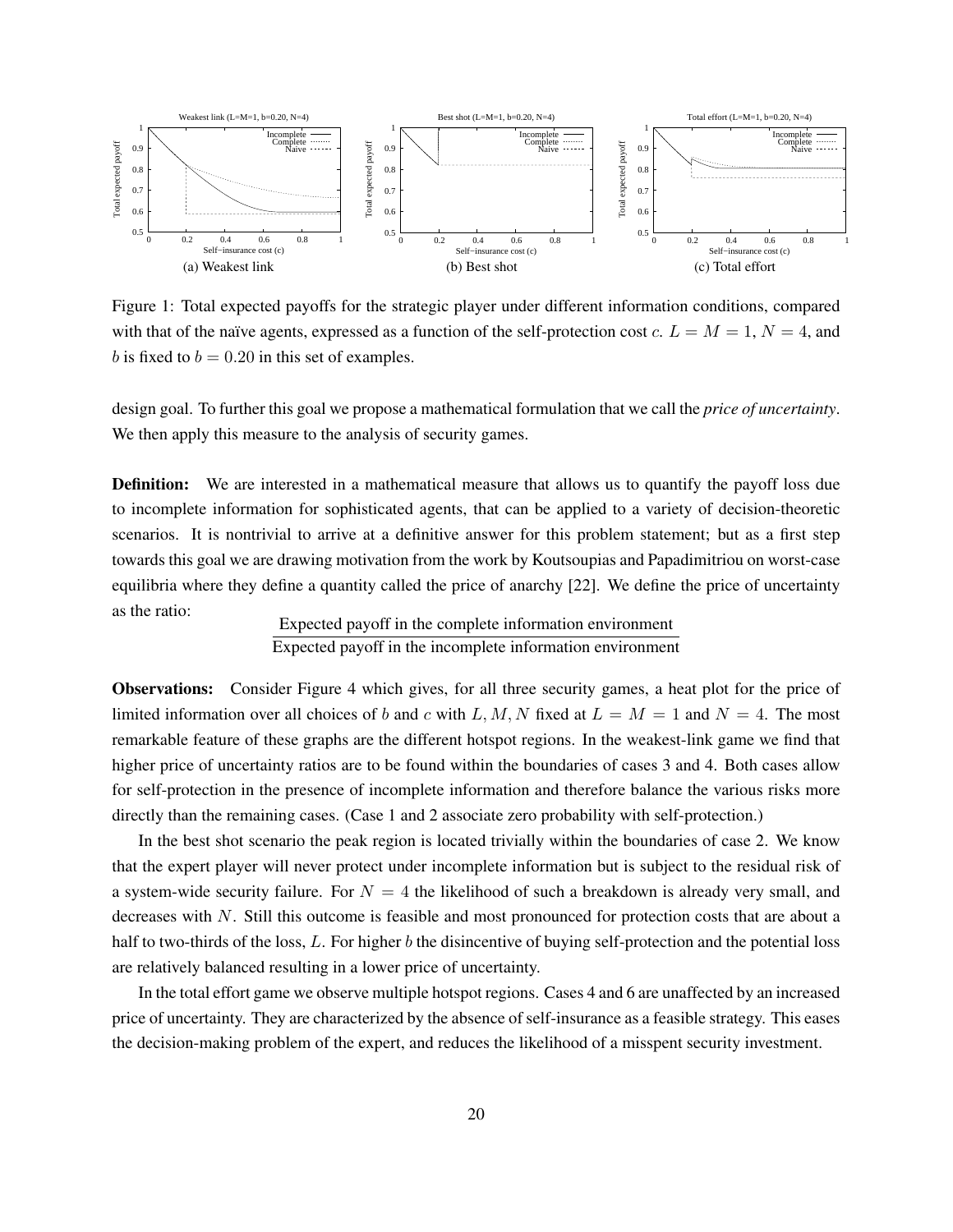Figure 1: Total expected payoffs for the strategic player under different information conditions, compared with that of the naïve agents, expressed as a function of the self-protection cost $c$. $L = M = 1$, $N = 4$, and $b$ is fixed to $b = 0.20$ in this set of examples.

design goal. To further this goal we propose a mathematical formulation that we call the *price of uncertainty*. We then apply this measure to the analysis of security games.

**Definition:** We are interested in a mathematical measure that allows us to quantify the payoff loss due to incomplete information for sophisticated agents, that can be applied to a variety of decision-theoretic scenarios. It is nontrivial to arrive at a definitive answer for this problem statement; but as a first step towards this goal we are drawing motivation from the work by Koutsoupias and Papadimitriou on worst-case equilibria where they define a quantity called the price of anarchy [22]. We define the price of uncertainty as the ratio:

$$\frac{\text{Expected payoff in the complete information environment}}{\text{Expected payoff in the incomplete information environment}}$$

**Observations:** Consider Figure 4 which gives, for all three security games, a heat plot for the price of limited information over all choices of $b$ and $c$ with $L, M, N$ fixed at $L = M = 1$ and $N = 4$. The most remarkable feature of these graphs are the different hotspot regions. In the weakest-link game we find that higher price of uncertainty ratios are to be found within the boundaries of cases 3 and 4. Both cases allow for self-protection in the presence of incomplete information and therefore balance the various risks more directly than the remaining cases. (Case 1 and 2 associate zero probability with self-protection.)

In the best shot scenario the peak region is located trivially within the boundaries of case 2. We know that the expert player will never protect under incomplete information but is subject to the residual risk of a system-wide security failure. For $N = 4$ the likelihood of such a breakdown is already very small, and decreases with $N$. Still this outcome is feasible and most pronounced for protection costs that are about a half to two-thirds of the loss, $L$. For higher $b$ the disincentive of buying self-protection and the potential loss are relatively balanced resulting in a lower price of uncertainty.

In the total effort game we observe multiple hotspot regions. Cases 4 and 6 are unaffected by an increased price of uncertainty. They are characterized by the absence of self-insurance as a feasible strategy. This eases the decision-making problem of the expert, and reduces the likelihood of a misspent security investment.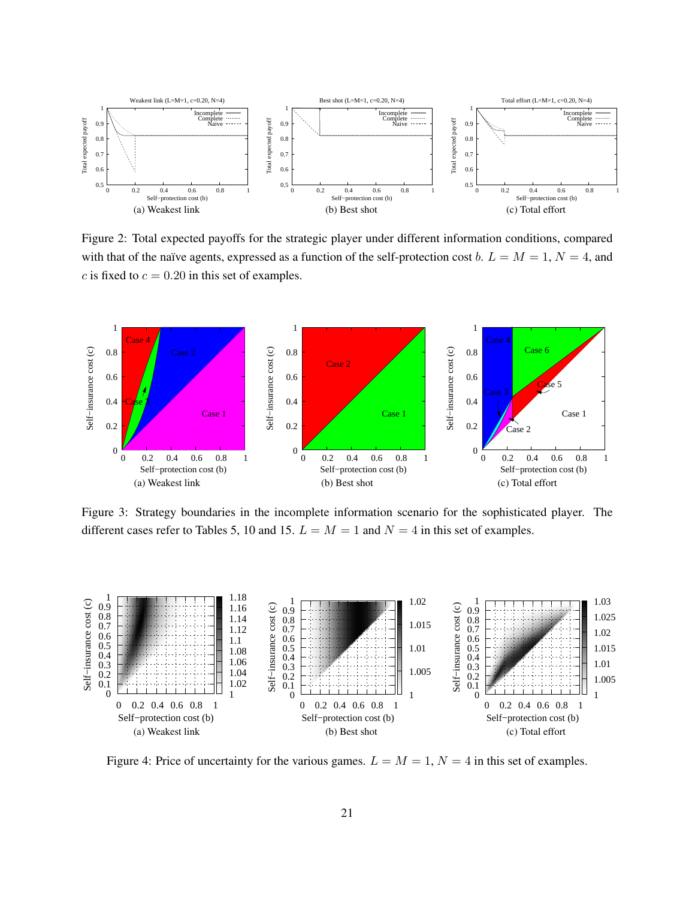Figure 2: Total expected payoffs for the strategic player under different information conditions, compared with that of the naïve agents, expressed as a function of the self-protection cost $b$. $L = M = 1$, $N = 4$, and $c$ is fixed to $c = 0.20$ in this set of examples.

Figure 3: Strategy boundaries in the incomplete information scenario for the sophisticated player. The different cases refer to Tables 5, 10 and 15. $L = M = 1$ and $N = 4$ in this set of examples.

Figure 4: Price of uncertainty for the various games. $L = M = 1$, $N = 4$ in this set of examples.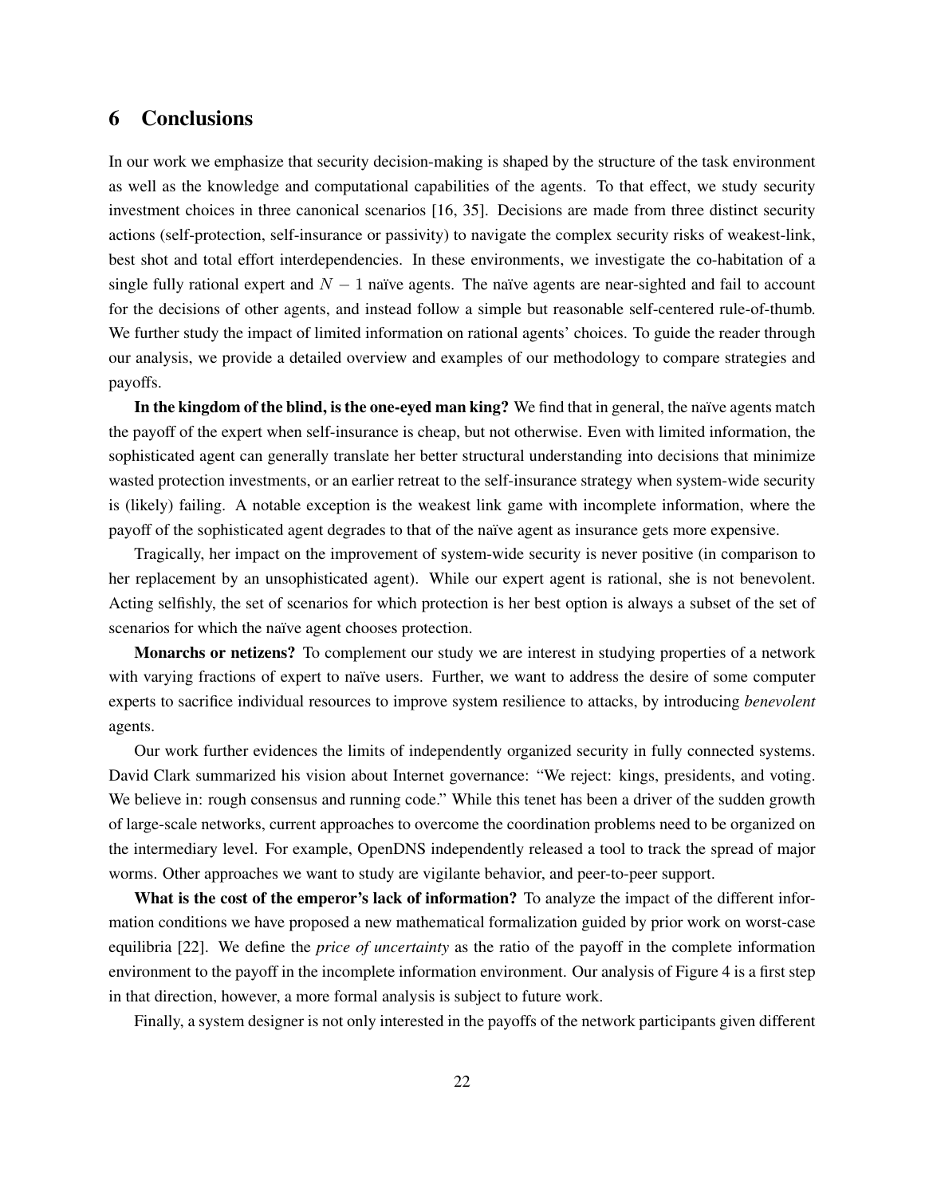## 6 Conclusions

In our work we emphasize that security decision-making is shaped by the structure of the task environment as well as the knowledge and computational capabilities of the agents. To that effect, we study security investment choices in three canonical scenarios [16, 35]. Decisions are made from three distinct security actions (self-protection, self-insurance or passivity) to navigate the complex security risks of weakest-link, best shot and total effort interdependencies. In these environments, we investigate the co-habitation of a single fully rational expert and $N - 1$ naïve agents. The naïve agents are near-sighted and fail to account for the decisions of other agents, and instead follow a simple but reasonable self-centered rule-of-thumb. We further study the impact of limited information on rational agents' choices. To guide the reader through our analysis, we provide a detailed overview and examples of our methodology to compare strategies and payoffs.

**In the kingdom of the blind, is the one-eyed man king?** We find that in general, the naïve agents match the payoff of the expert when self-insurance is cheap, but not otherwise. Even with limited information, the sophisticated agent can generally translate her better structural understanding into decisions that minimize wasted protection investments, or an earlier retreat to the self-insurance strategy when system-wide security is (likely) failing. A notable exception is the weakest link game with incomplete information, where the payoff of the sophisticated agent degrades to that of the naïve agent as insurance gets more expensive.

Tragically, her impact on the improvement of system-wide security is never positive (in comparison to her replacement by an unsophisticated agent). While our expert agent is rational, she is not benevolent. Acting selfishly, the set of scenarios for which protection is her best option is always a subset of the set of scenarios for which the naïve agent chooses protection.

**Monarchs or netizens?** To complement our study we are interest in studying properties of a network with varying fractions of expert to naïve users. Further, we want to address the desire of some computer experts to sacrifice individual resources to improve system resilience to attacks, by introducing *benevolent* agents.

Our work further evidences the limits of independently organized security in fully connected systems. David Clark summarized his vision about Internet governance: "We reject: kings, presidents, and voting. We believe in: rough consensus and running code." While this tenet has been a driver of the sudden growth of large-scale networks, current approaches to overcome the coordination problems need to be organized on the intermediary level. For example, OpenDNS independently released a tool to track the spread of major worms. Other approaches we want to study are vigilante behavior, and peer-to-peer support.

**What is the cost of the emperor's lack of information?** To analyze the impact of the different information conditions we have proposed a new mathematical formalization guided by prior work on worst-case equilibria [22]. We define the *price of uncertainty* as the ratio of the payoff in the complete information environment to the payoff in the incomplete information environment. Our analysis of Figure 4 is a first step in that direction, however, a more formal analysis is subject to future work.

Finally, a system designer is not only interested in the payoffs of the network participants given different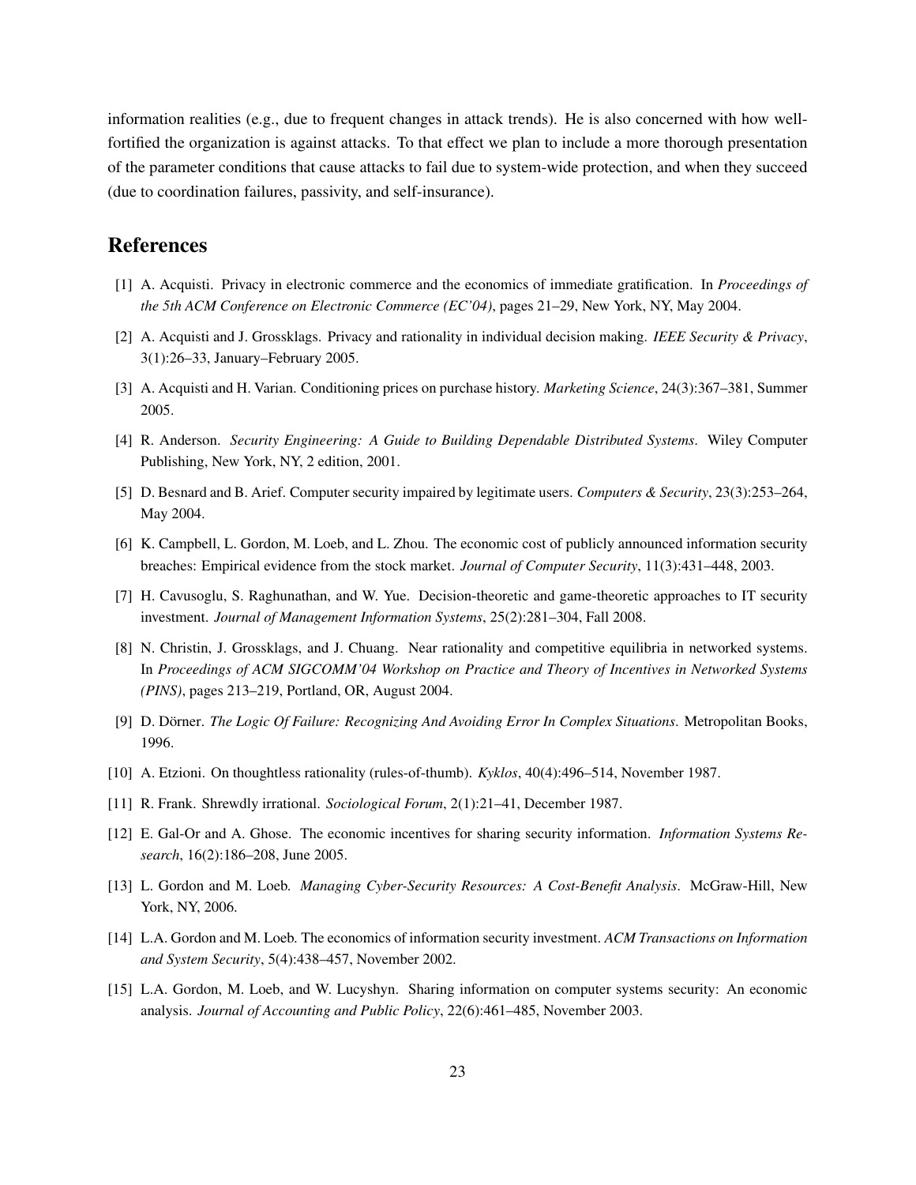information realities (e.g., due to frequent changes in attack trends). He is also concerned with how well-fortified the organization is against attacks. To that effect we plan to include a more thorough presentation of the parameter conditions that cause attacks to fail due to system-wide protection, and when they succeed (due to coordination failures, passivity, and self-insurance).

# References

[1] A. Acquisti. Privacy in electronic commerce and the economics of immediate gratification. In *Proceedings of the 5th ACM Conference on Electronic Commerce (EC'04)*, pages 21–29, New York, NY, May 2004.

[2] A. Acquisti and J. Grossklags. Privacy and rationality in individual decision making. *IEEE Security & Privacy*, 3(1):26–33, January–February 2005.

[3] A. Acquisti and H. Varian. Conditioning prices on purchase history. *Marketing Science*, 24(3):367–381, Summer 2005.

[4] R. Anderson. *Security Engineering: A Guide to Building Dependable Distributed Systems*. Wiley Computer Publishing, New York, NY, 2 edition, 2001.

[5] D. Besnard and B. Arief. Computer security impaired by legitimate users. *Computers & Security*, 23(3):253–264, May 2004.

[6] K. Campbell, L. Gordon, M. Loeb, and L. Zhou. The economic cost of publicly announced information security breaches: Empirical evidence from the stock market. *Journal of Computer Security*, 11(3):431–448, 2003.

[7] H. Cavusoglu, S. Raghunathan, and W. Yue. Decision-theoretic and game-theoretic approaches to IT security investment. *Journal of Management Information Systems*, 25(2):281–304, Fall 2008.

[8] N. Christin, J. Grossklags, and J. Chuang. Near rationality and competitive equilibria in networked systems. In *Proceedings of ACM SIGCOMM'04 Workshop on Practice and Theory of Incentives in Networked Systems (PINS)*, pages 213–219, Portland, OR, August 2004.

[9] D. Dörner. *The Logic Of Failure: Recognizing And Avoiding Error In Complex Situations*. Metropolitan Books, 1996.

[10] A. Etzioni. On thoughtless rationality (rules-of-thumb). *Kyklos*, 40(4):496–514, November 1987.

[11] R. Frank. Shrewdly irrational. *Sociological Forum*, 2(1):21–41, December 1987.

[12] E. Gal-Or and A. Ghose. The economic incentives for sharing security information. *Information Systems Research*, 16(2):186–208, June 2005.

[13] L. Gordon and M. Loeb. *Managing Cyber-Security Resources: A Cost-Benefit Analysis*. McGraw-Hill, New York, NY, 2006.

[14] L.A. Gordon and M. Loeb. The economics of information security investment. *ACM Transactions on Information and System Security*, 5(4):438–457, November 2002.

[15] L.A. Gordon, M. Loeb, and W. Lucyshyn. Sharing information on computer systems security: An economic analysis. *Journal of Accounting and Public Policy*, 22(6):461–485, November 2003.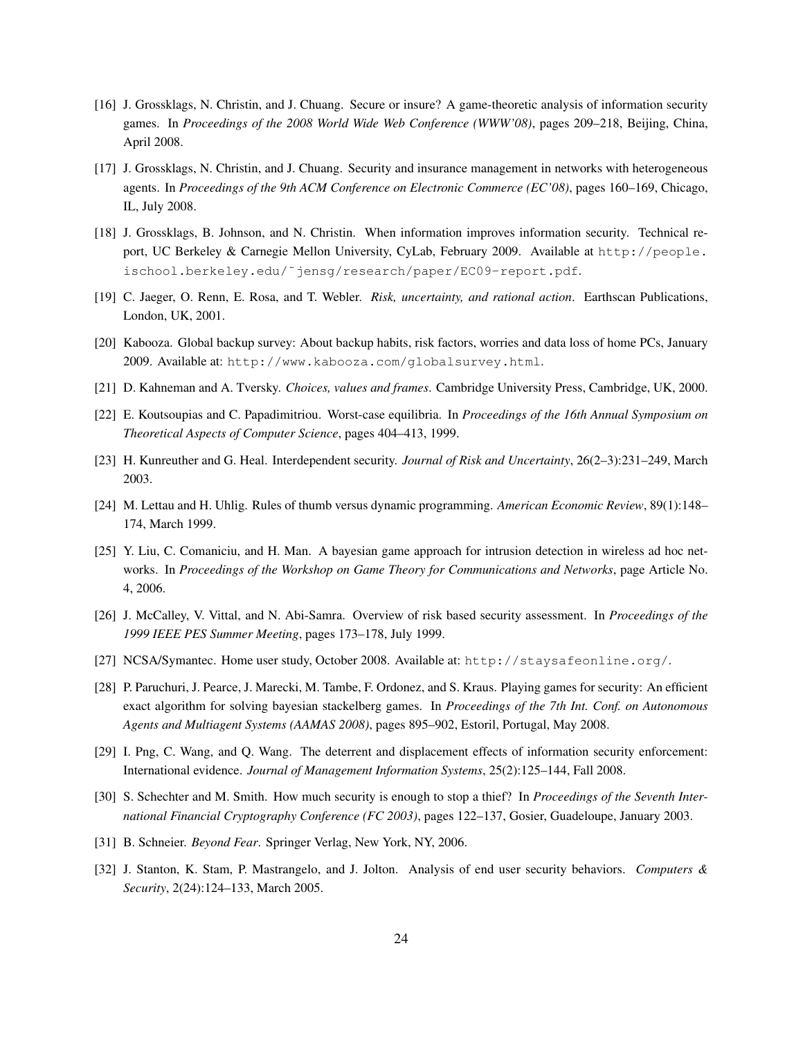[16] J. Grossklags, N. Christin, and J. Chuang. Secure or insure? A game-theoretic analysis of information security games. In *Proceedings of the 2008 World Wide Web Conference (WWW'08)*, pages 209–218, Beijing, China, April 2008.

[17] J. Grossklags, N. Christin, and J. Chuang. Security and insurance management in networks with heterogeneous agents. In *Proceedings of the 9th ACM Conference on Electronic Commerce (EC'08)*, pages 160–169, Chicago, IL, July 2008.

[18] J. Grossklags, B. Johnson, and N. Christin. When information improves information security. Technical report, UC Berkeley & Carnegie Mellon University, CyLab, February 2009. Available at `http://people.ischool.berkeley.edu/~jensg/research/paper/EC09-report.pdf`.

[19] C. Jaeger, O. Renn, E. Rosa, and T. Webler. *Risk, uncertainty, and rational action*. Earthscan Publications, London, UK, 2001.

[20] Kabooza. Global backup survey: About backup habits, risk factors, worries and data loss of home PCs, January 2009. Available at: `http://www.kabooza.com/globalsurvey.html`.

[21] D. Kahneman and A. Tversky. *Choices, values and frames*. Cambridge University Press, Cambridge, UK, 2000.

[22] E. Koutsoupias and C. Papadimitriou. Worst-case equilibria. In *Proceedings of the 16th Annual Symposium on Theoretical Aspects of Computer Science*, pages 404–413, 1999.

[23] H. Kunreuther and G. Heal. Interdependent security. *Journal of Risk and Uncertainty*, 26(2–3):231–249, March 2003.

[24] M. Lettau and H. Uhlig. Rules of thumb versus dynamic programming. *American Economic Review*, 89(1):148–174, March 1999.

[25] Y. Liu, C. Comaniciu, and H. Man. A bayesian game approach for intrusion detection in wireless ad hoc networks. In *Proceedings of the Workshop on Game Theory for Communications and Networks*, page Article No. 4, 2006.

[26] J. McCalley, V. Vittal, and N. Abi-Samra. Overview of risk based security assessment. In *Proceedings of the 1999 IEEE PES Summer Meeting*, pages 173–178, July 1999.

[27] NCSA/Symantec. Home user study, October 2008. Available at: `http://staysafeonline.org/`.

[28] P. Paruchuri, J. Pearce, J. Marecki, M. Tambe, F. Ordonez, and S. Kraus. Playing games for security: An efficient exact algorithm for solving bayesian stackelberg games. In *Proceedings of the 7th Int. Conf. on Autonomous Agents and Multiagent Systems (AAMAS 2008)*, pages 895–902, Estoril, Portugal, May 2008.

[29] I. Png, C. Wang, and Q. Wang. The deterrent and displacement effects of information security enforcement: International evidence. *Journal of Management Information Systems*, 25(2):125–144, Fall 2008.

[30] S. Schechter and M. Smith. How much security is enough to stop a thief? In *Proceedings of the Seventh International Financial Cryptography Conference (FC 2003)*, pages 122–137, Gosier, Guadeloupe, January 2003.

[31] B. Schneier. *Beyond Fear*. Springer Verlag, New York, NY, 2006.

[32] J. Stanton, K. Stam, P. Mastrangelo, and J. Jolton. Analysis of end user security behaviors. *Computers & Security*, 2(24):124–133, March 2005.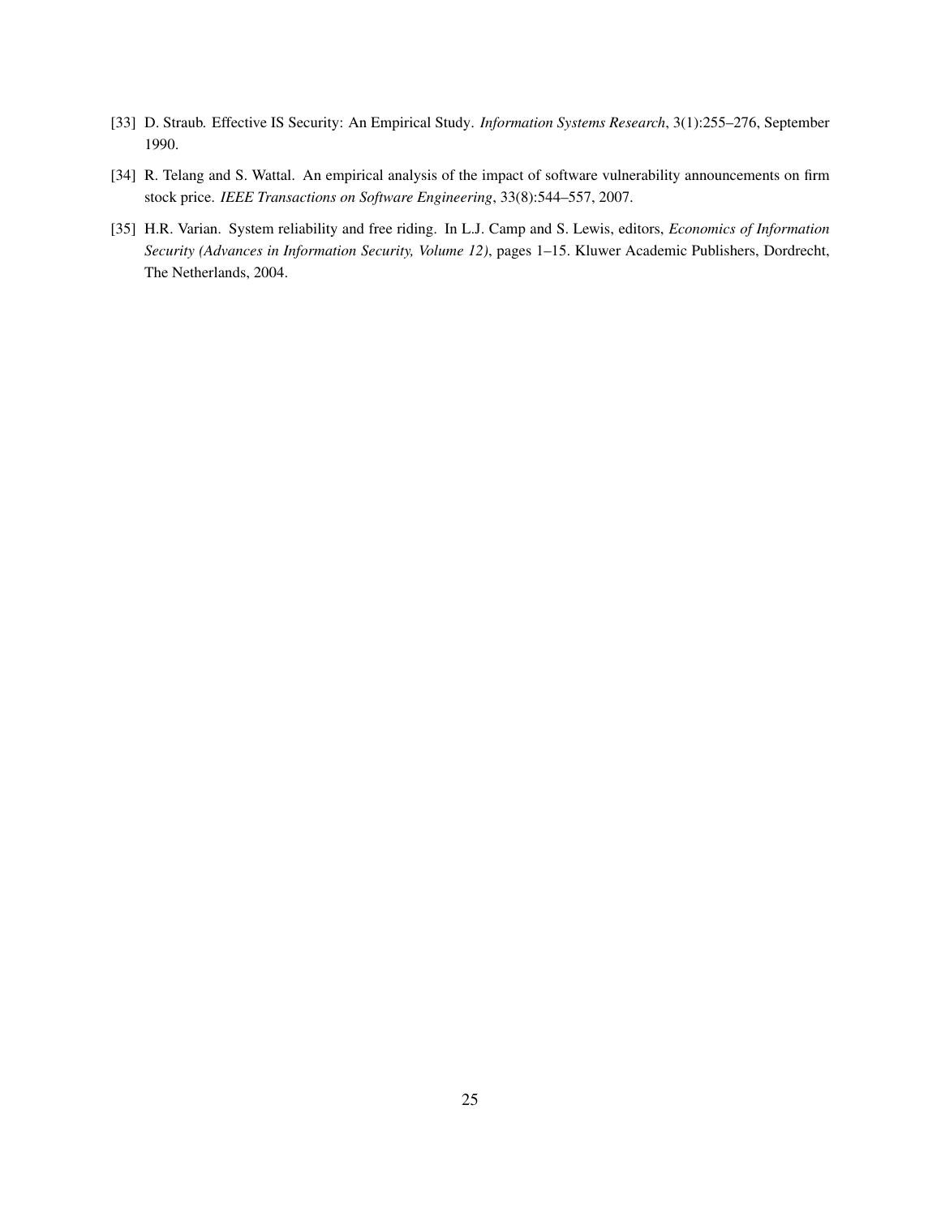[33] D. Straub. Effective IS Security: An Empirical Study. *Information Systems Research*, 3(1):255–276, September 1990.

[34] R. Telang and S. Wattal. An empirical analysis of the impact of software vulnerability announcements on firm stock price. *IEEE Transactions on Software Engineering*, 33(8):544–557, 2007.

[35] H.R. Varian. System reliability and free riding. In L.J. Camp and S. Lewis, editors, *Economics of Information Security (Advances in Information Security, Volume 12)*, pages 1–15. Kluwer Academic Publishers, Dordrecht, The Netherlands, 2004.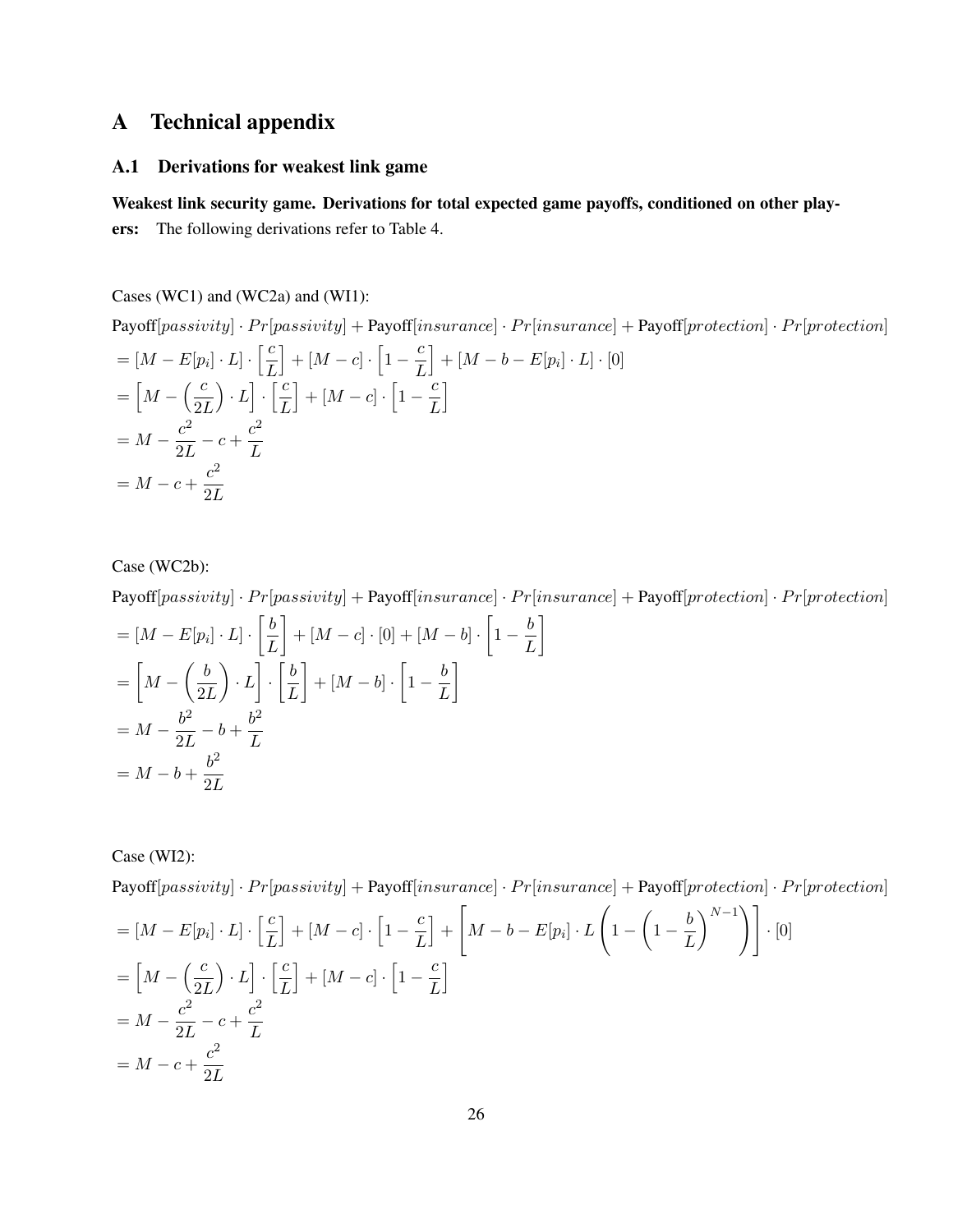# A Technical appendix

## A.1 Derivations for weakest link game

**Weakest link security game. Derivations for total expected game payoffs, conditioned on other players:** The following derivations refer to Table 4.

Cases (WC1) and (WC2a) and (WI1):

$$
\begin{aligned}
&\text{Payoff}[passivity] \cdot Pr[passivity] + \text{Payoff}[insurance] \cdot Pr[insurance] + \text{Payoff}[protection] \cdot Pr[protection] \\
&= [M - E[p_i] \cdot L] \cdot \left[\frac{c}{L}\right] + [M - c] \cdot \left[1 - \frac{c}{L}\right] + [M - b - E[p_i] \cdot L] \cdot [0] \\
&= \left[M - \left(\frac{c}{2L}\right) \cdot L\right] \cdot \left[\frac{c}{L}\right] + [M - c] \cdot \left[1 - \frac{c}{L}\right] \\
&= M - \frac{c^2}{2L} - c + \frac{c^2}{L} \\
&= M - c + \frac{c^2}{2L}
\end{aligned}
$$

Case (WC2b):

$$
\begin{aligned}
&\text{Payoff}[passivity] \cdot Pr[passivity] + \text{Payoff}[insurance] \cdot Pr[insurance] + \text{Payoff}[protection] \cdot Pr[protection] \\
&= [M - E[p_i] \cdot L] \cdot \left[\frac{b}{L}\right] + [M - c] \cdot [0] + [M - b] \cdot \left[1 - \frac{b}{L}\right] \\
&= \left[M - \left(\frac{b}{2L}\right) \cdot L\right] \cdot \left[\frac{b}{L}\right] + [M - b] \cdot \left[1 - \frac{b}{L}\right] \\
&= M - \frac{b^2}{2L} - b + \frac{b^2}{L} \\
&= M - b + \frac{b^2}{2L}
\end{aligned}
$$

Case (WI2):

$$
\begin{aligned}
&\text{Payoff}[passivity] \cdot Pr[passivity] + \text{Payoff}[insurance] \cdot Pr[insurance] + \text{Payoff}[protection] \cdot Pr[protection] \\
&= [M - E[p_i] \cdot L] \cdot \left[\frac{c}{L}\right] + [M - c] \cdot \left[1 - \frac{c}{L}\right] + \left[M - b - E[p_i] \cdot L\left(1 - \left(1 - \frac{b}{L}\right)^{N-1}\right)\right] \cdot [0] \\
&= \left[M - \left(\frac{c}{2L}\right) \cdot L\right] \cdot \left[\frac{c}{L}\right] + [M - c] \cdot \left[1 - \frac{c}{L}\right] \\
&= M - \frac{c^2}{2L} - c + \frac{c^2}{L} \\
&= M - c + \frac{c^2}{2L}
\end{aligned}
$$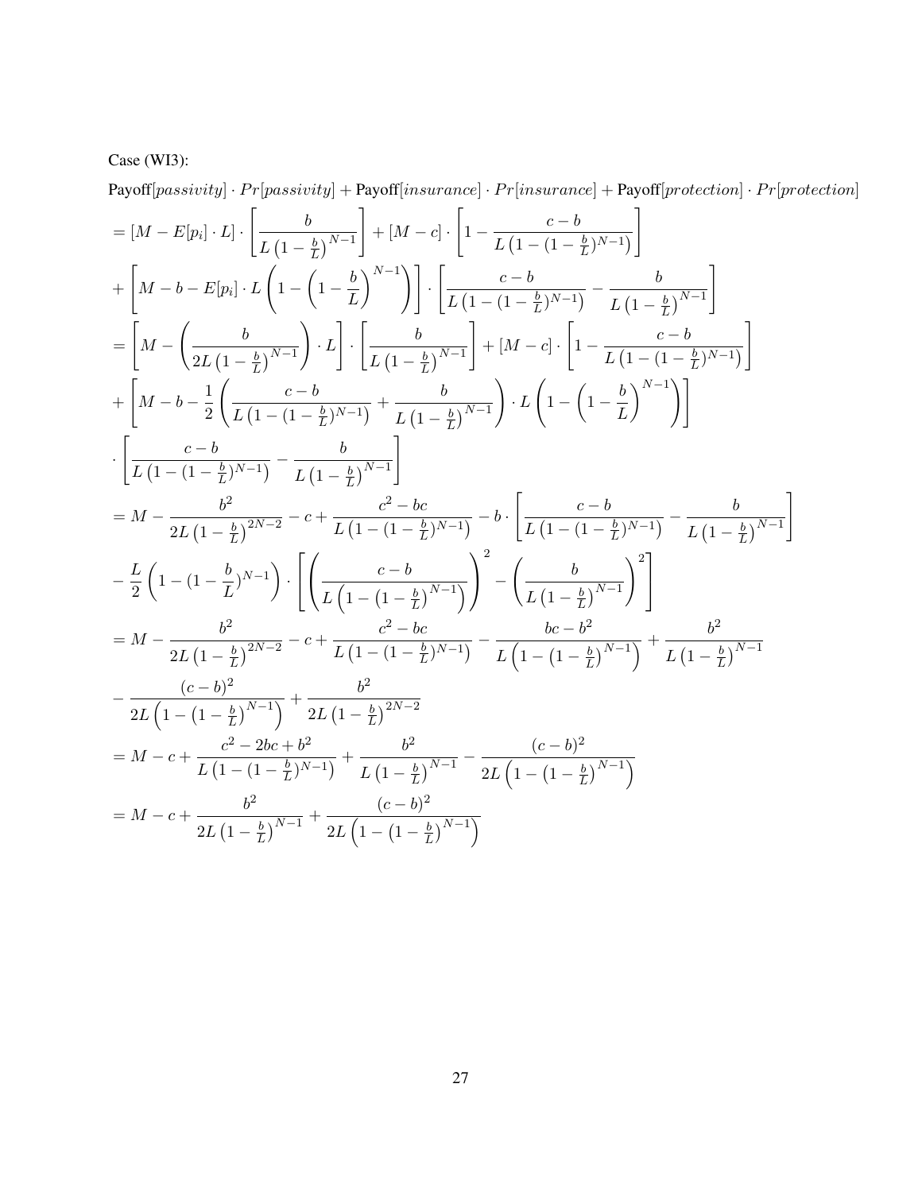Case (WI3):

$$\text{Payoff}[passivity] \cdot Pr[passivity] + \text{Payoff}[insurance] \cdot Pr[insurance] + \text{Payoff}[protection] \cdot Pr[protection]$$

$$= [M - E[p_i] \cdot L] \cdot \left[\frac{b}{L\left(1-\frac{b}{L}\right)^{N-1}}\right] + [M - c] \cdot \left[1 - \frac{c-b}{L\left(1-(1-\frac{b}{L})^{N-1}\right)}\right]$$

$$+ \left[M - b - E[p_i] \cdot L\left(1 - \left(1 - \frac{b}{L}\right)^{N-1}\right)\right] \cdot \left[\frac{c-b}{L\left(1-(1-\frac{b}{L})^{N-1}\right)} - \frac{b}{L\left(1-\frac{b}{L}\right)^{N-1}}\right]$$

$$= \left[M - \left(\frac{b}{2L\left(1-\frac{b}{L}\right)^{N-1}}\right) \cdot L\right] \cdot \left[\frac{b}{L\left(1-\frac{b}{L}\right)^{N-1}}\right] + [M - c] \cdot \left[1 - \frac{c-b}{L\left(1-(1-\frac{b}{L})^{N-1}\right)}\right]$$

$$+ \left[M - b - \frac{1}{2}\left(\frac{c-b}{L\left(1-(1-\frac{b}{L})^{N-1}\right)} + \frac{b}{L\left(1-\frac{b}{L}\right)^{N-1}}\right) \cdot L\left(1 - \left(1 - \frac{b}{L}\right)^{N-1}\right)\right]$$

$$\cdot \left[\frac{c-b}{L\left(1-(1-\frac{b}{L})^{N-1}\right)} - \frac{b}{L\left(1-\frac{b}{L}\right)^{N-1}}\right]$$

$$= M - \frac{b^2}{2L\left(1-\frac{b}{L}\right)^{2N-2}} - c + \frac{c^2 - bc}{L\left(1-(1-\frac{b}{L})^{N-1}\right)} - b \cdot \left[\frac{c-b}{L\left(1-(1-\frac{b}{L})^{N-1}\right)} - \frac{b}{L\left(1-\frac{b}{L}\right)^{N-1}}\right]$$

$$- \frac{L}{2}\left(1 - (1 - \frac{b}{L})^{N-1}\right) \cdot \left[\left(\frac{c-b}{L\left(1-\left(1-\frac{b}{L}\right)^{N-1}\right)}\right)^2 - \left(\frac{b}{L\left(1-\frac{b}{L}\right)^{N-1}}\right)^2\right]$$

$$= M - \frac{b^2}{2L\left(1-\frac{b}{L}\right)^{2N-2}} - c + \frac{c^2 - bc}{L\left(1-(1-\frac{b}{L})^{N-1}\right)} - \frac{bc - b^2}{L\left(1-\left(1-\frac{b}{L}\right)^{N-1}\right)} + \frac{b^2}{L\left(1-\frac{b}{L}\right)^{N-1}}$$

$$- \frac{(c-b)^2}{2L\left(1-\left(1-\frac{b}{L}\right)^{N-1}\right)} + \frac{b^2}{2L\left(1-\frac{b}{L}\right)^{2N-2}}$$

$$= M - c + \frac{c^2 - 2bc + b^2}{L\left(1-(1-\frac{b}{L})^{N-1}\right)} + \frac{b^2}{L\left(1-\frac{b}{L}\right)^{N-1}} - \frac{(c-b)^2}{2L\left(1-\left(1-\frac{b}{L}\right)^{N-1}\right)}$$

$$= M - c + \frac{b^2}{2L\left(1-\frac{b}{L}\right)^{N-1}} + \frac{(c-b)^2}{2L\left(1-\left(1-\frac{b}{L}\right)^{N-1}\right)}$$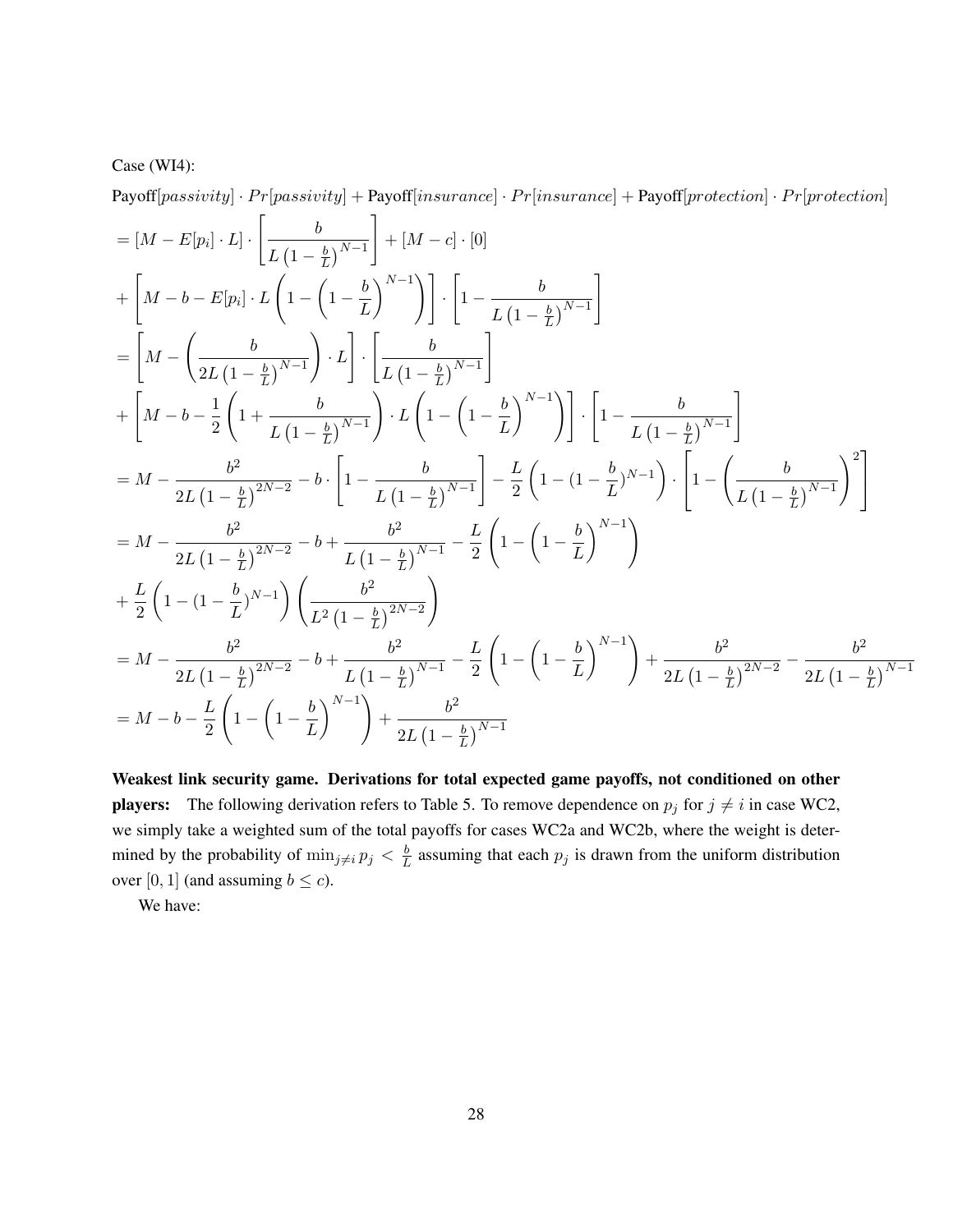Case (WI4):

Payoff$[passivity] \cdot Pr[passivity]$ + Payoff$[insurance] \cdot Pr[insurance]$ + Payoff$[protection] \cdot Pr[protection]$

$$
\begin{aligned}
&= [M - E[p_i] \cdot L] \cdot \left[ \frac{b}{L\left(1-\frac{b}{L}\right)^{N-1}} \right] + [M - c] \cdot [0] \\
&+ \left[ M - b - E[p_i] \cdot L \left( 1 - \left(1 - \frac{b}{L}\right)^{N-1} \right) \right] \cdot \left[ 1 - \frac{b}{L\left(1-\frac{b}{L}\right)^{N-1}} \right] \\
&= \left[ M - \left( \frac{b}{2L\left(1-\frac{b}{L}\right)^{N-1}} \right) \cdot L \right] \cdot \left[ \frac{b}{L\left(1-\frac{b}{L}\right)^{N-1}} \right] \\
&+ \left[ M - b - \frac{1}{2}\left( 1 + \frac{b}{L\left(1-\frac{b}{L}\right)^{N-1}} \right) \cdot L \left( 1 - \left(1 - \frac{b}{L}\right)^{N-1} \right) \right] \cdot \left[ 1 - \frac{b}{L\left(1-\frac{b}{L}\right)^{N-1}} \right] \\
&= M - \frac{b^2}{2L\left(1-\frac{b}{L}\right)^{2N-2}} - b \cdot \left[ 1 - \frac{b}{L\left(1-\frac{b}{L}\right)^{N-1}} \right] - \frac{L}{2}\left( 1 - (1-\frac{b}{L})^{N-1} \right) \cdot \left[ 1 - \left( \frac{b}{L\left(1-\frac{b}{L}\right)^{N-1}} \right)^2 \right] \\
&= M - \frac{b^2}{2L\left(1-\frac{b}{L}\right)^{2N-2}} - b + \frac{b^2}{L\left(1-\frac{b}{L}\right)^{N-1}} - \frac{L}{2}\left( 1 - \left(1-\frac{b}{L}\right)^{N-1} \right) \\
&+ \frac{L}{2}\left( 1 - (1-\frac{b}{L})^{N-1} \right) \left( \frac{b^2}{L^2\left(1-\frac{b}{L}\right)^{2N-2}} \right) \\
&= M - \frac{b^2}{2L\left(1-\frac{b}{L}\right)^{2N-2}} - b + \frac{b^2}{L\left(1-\frac{b}{L}\right)^{N-1}} - \frac{L}{2}\left( 1 - \left(1-\frac{b}{L}\right)^{N-1} \right) + \frac{b^2}{2L\left(1-\frac{b}{L}\right)^{2N-2}} - \frac{b^2}{2L\left(1-\frac{b}{L}\right)^{N-1}} \\
&= M - b - \frac{L}{2}\left( 1 - \left(1-\frac{b}{L}\right)^{N-1} \right) + \frac{b^2}{2L\left(1-\frac{b}{L}\right)^{N-1}}
\end{aligned}
$$

**Weakest link security game. Derivations for total expected game payoffs, not conditioned on other players:** The following derivation refers to Table 5. To remove dependence on $p_j$ for $j \neq i$ in case WC2, we simply take a weighted sum of the total payoffs for cases WC2a and WC2b, where the weight is determined by the probability of $\min_{j \neq i} p_j < \frac{b}{L}$ assuming that each $p_j$ is drawn from the uniform distribution over $[0, 1]$ (and assuming $b \leq c$).

We have: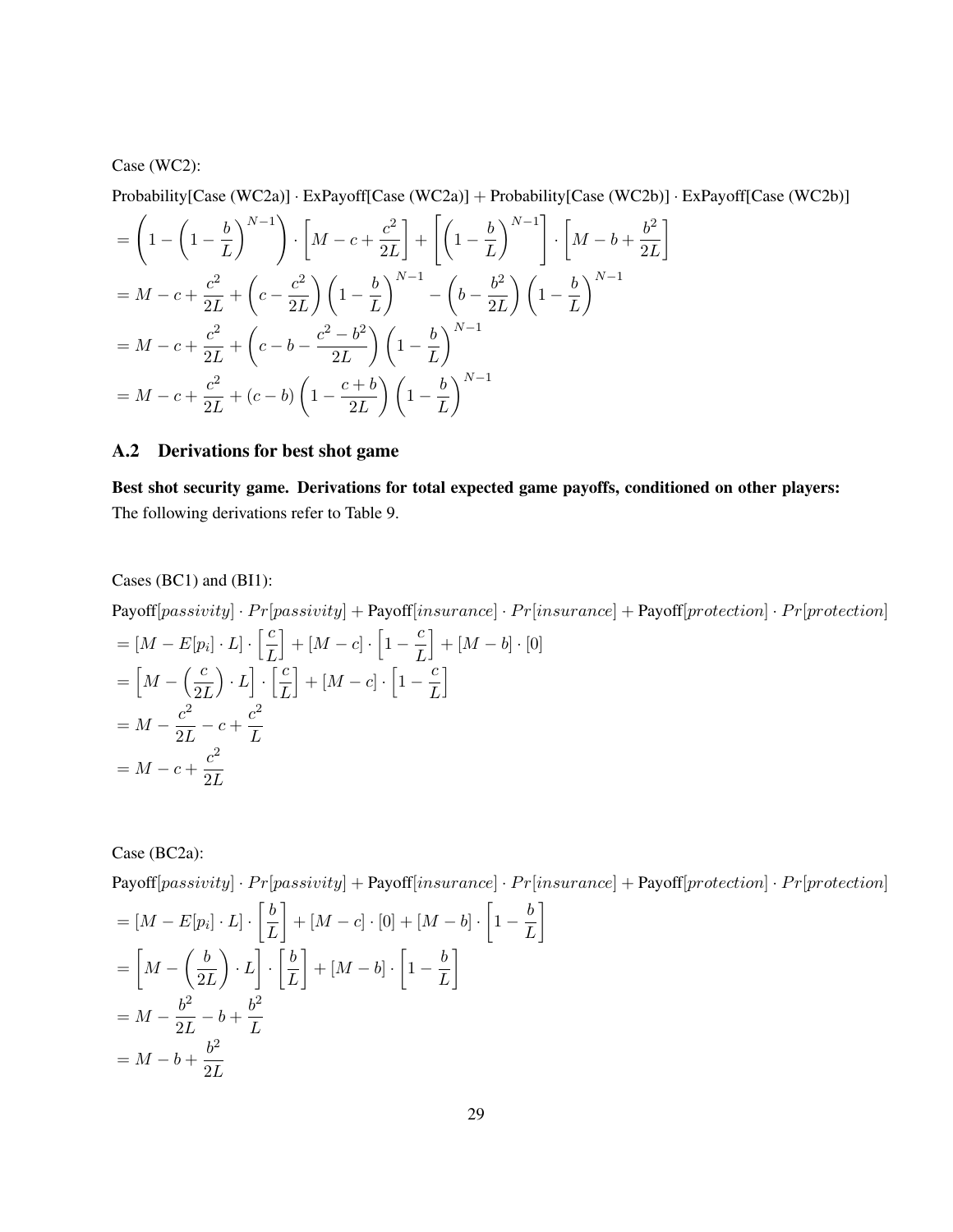Case (WC2):

Probability[Case (WC2a)] · ExPayoff[Case (WC2a)] + Probability[Case (WC2b)] · ExPayoff[Case (WC2b)]

$$
\begin{aligned}
&= \left(1 - \left(1 - \frac{b}{L}\right)^{N-1}\right) \cdot \left[M - c + \frac{c^2}{2L}\right] + \left[\left(1 - \frac{b}{L}\right)^{N-1}\right] \cdot \left[M - b + \frac{b^2}{2L}\right] \\
&= M - c + \frac{c^2}{2L} + \left(c - \frac{c^2}{2L}\right)\left(1 - \frac{b}{L}\right)^{N-1} - \left(b - \frac{b^2}{2L}\right)\left(1 - \frac{b}{L}\right)^{N-1} \\
&= M - c + \frac{c^2}{2L} + \left(c - b - \frac{c^2 - b^2}{2L}\right)\left(1 - \frac{b}{L}\right)^{N-1} \\
&= M - c + \frac{c^2}{2L} + (c - b)\left(1 - \frac{c+b}{2L}\right)\left(1 - \frac{b}{L}\right)^{N-1}
\end{aligned}
$$

## A.2 Derivations for best shot game

**Best shot security game. Derivations for total expected game payoffs, conditioned on other players:** The following derivations refer to Table 9.

Cases (BC1) and (BI1):

$$
\begin{aligned}
&\text{Payoff}[passivity] \cdot Pr[passivity] + \text{Payoff}[insurance] \cdot Pr[insurance] + \text{Payoff}[protection] \cdot Pr[protection] \\
&= [M - E[p_i] \cdot L] \cdot \left[\frac{c}{L}\right] + [M - c] \cdot \left[1 - \frac{c}{L}\right] + [M - b] \cdot [0] \\
&= \left[M - \left(\frac{c}{2L}\right) \cdot L\right] \cdot \left[\frac{c}{L}\right] + [M - c] \cdot \left[1 - \frac{c}{L}\right] \\
&= M - \frac{c^2}{2L} - c + \frac{c^2}{L} \\
&= M - c + \frac{c^2}{2L}
\end{aligned}
$$

Case (BC2a):

$$
\begin{aligned}
&\text{Payoff}[passivity] \cdot Pr[passivity] + \text{Payoff}[insurance] \cdot Pr[insurance] + \text{Payoff}[protection] \cdot Pr[protection] \\
&= [M - E[p_i] \cdot L] \cdot \left[\frac{b}{L}\right] + [M - c] \cdot [0] + [M - b] \cdot \left[1 - \frac{b}{L}\right] \\
&= \left[M - \left(\frac{b}{2L}\right) \cdot L\right] \cdot \left[\frac{b}{L}\right] + [M - b] \cdot \left[1 - \frac{b}{L}\right] \\
&= M - \frac{b^2}{2L} - b + \frac{b^2}{L} \\
&= M - b + \frac{b^2}{2L}
\end{aligned}
$$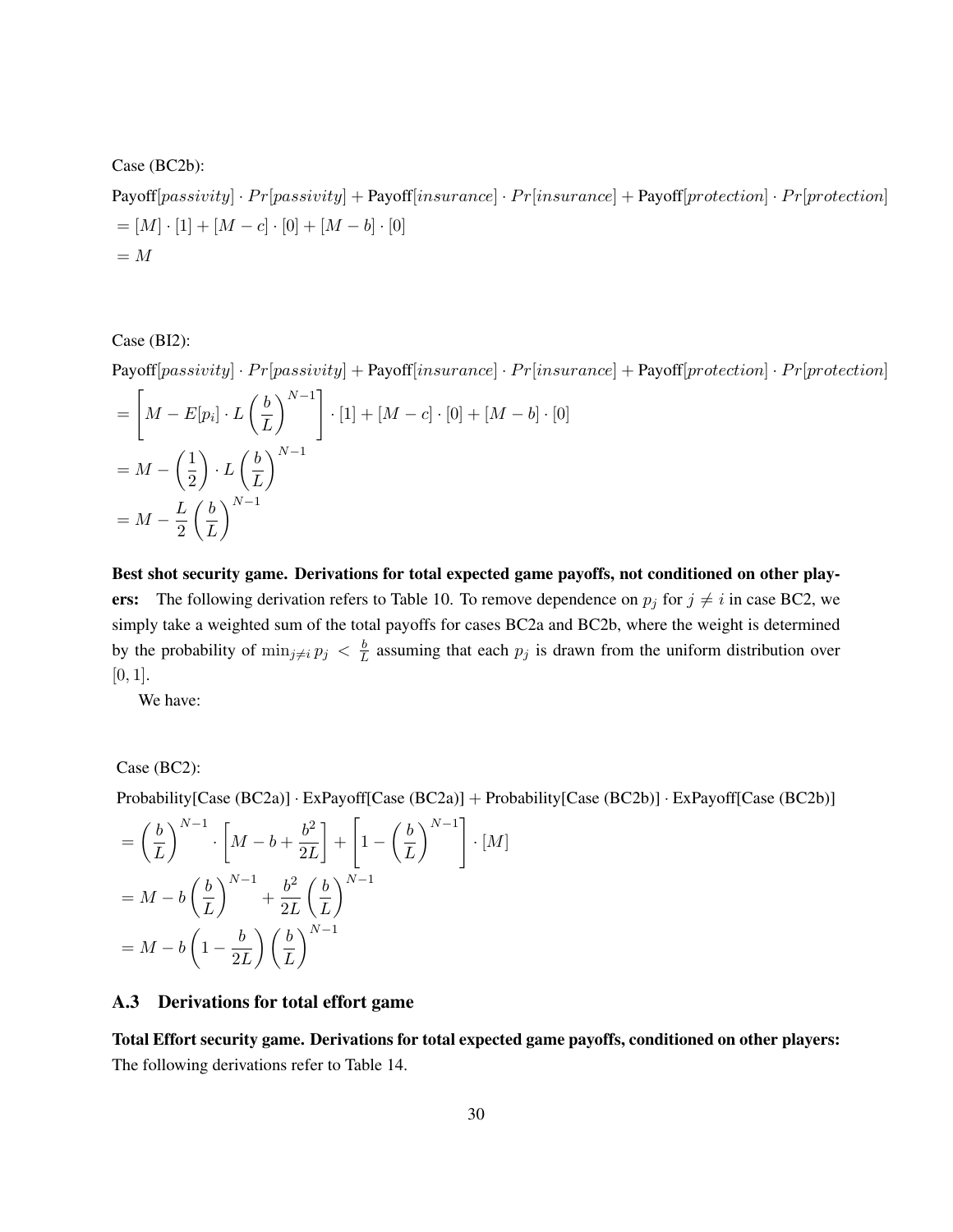Case (BC2b):

$$
\begin{aligned}
&\text{Payoff}[passivity] \cdot Pr[passivity] + \text{Payoff}[insurance] \cdot Pr[insurance] + \text{Payoff}[protection] \cdot Pr[protection] \\
&= [M] \cdot [1] + [M - c] \cdot [0] + [M - b] \cdot [0] \\
&= M
\end{aligned}
$$

Case (BI2):

$$
\begin{aligned}
&\text{Payoff}[passivity] \cdot Pr[passivity] + \text{Payoff}[insurance] \cdot Pr[insurance] + \text{Payoff}[protection] \cdot Pr[protection] \\
&= \left[ M - E[p_i] \cdot L \left(\frac{b}{L}\right)^{N-1} \right] \cdot [1] + [M - c] \cdot [0] + [M - b] \cdot [0] \\
&= M - \left(\frac{1}{2}\right) \cdot L \left(\frac{b}{L}\right)^{N-1} \\
&= M - \frac{L}{2} \left(\frac{b}{L}\right)^{N-1}
\end{aligned}
$$

**Best shot security game. Derivations for total expected game payoffs, not conditioned on other players:** The following derivation refers to Table 10. To remove dependence on $p_j$ for $j \neq i$ in case BC2, we simply take a weighted sum of the total payoffs for cases BC2a and BC2b, where the weight is determined by the probability of $\min_{j \neq i} p_j < \frac{b}{L}$ assuming that each $p_j$ is drawn from the uniform distribution over $[0, 1]$.

We have:

Case (BC2):

$$
\begin{aligned}
&\text{Probability[Case (BC2a)]} \cdot \text{ExPayoff[Case (BC2a)]} + \text{Probability[Case (BC2b)]} \cdot \text{ExPayoff[Case (BC2b)]} \\
&= \left(\frac{b}{L}\right)^{N-1} \cdot \left[ M - b + \frac{b^2}{2L} \right] + \left[ 1 - \left(\frac{b}{L}\right)^{N-1} \right] \cdot [M] \\
&= M - b \left(\frac{b}{L}\right)^{N-1} + \frac{b^2}{2L} \left(\frac{b}{L}\right)^{N-1} \\
&= M - b \left(1 - \frac{b}{2L}\right) \left(\frac{b}{L}\right)^{N-1}
\end{aligned}
$$

## A.3 Derivations for total effort game

**Total Effort security game. Derivations for total expected game payoffs, conditioned on other players:** The following derivations refer to Table 14.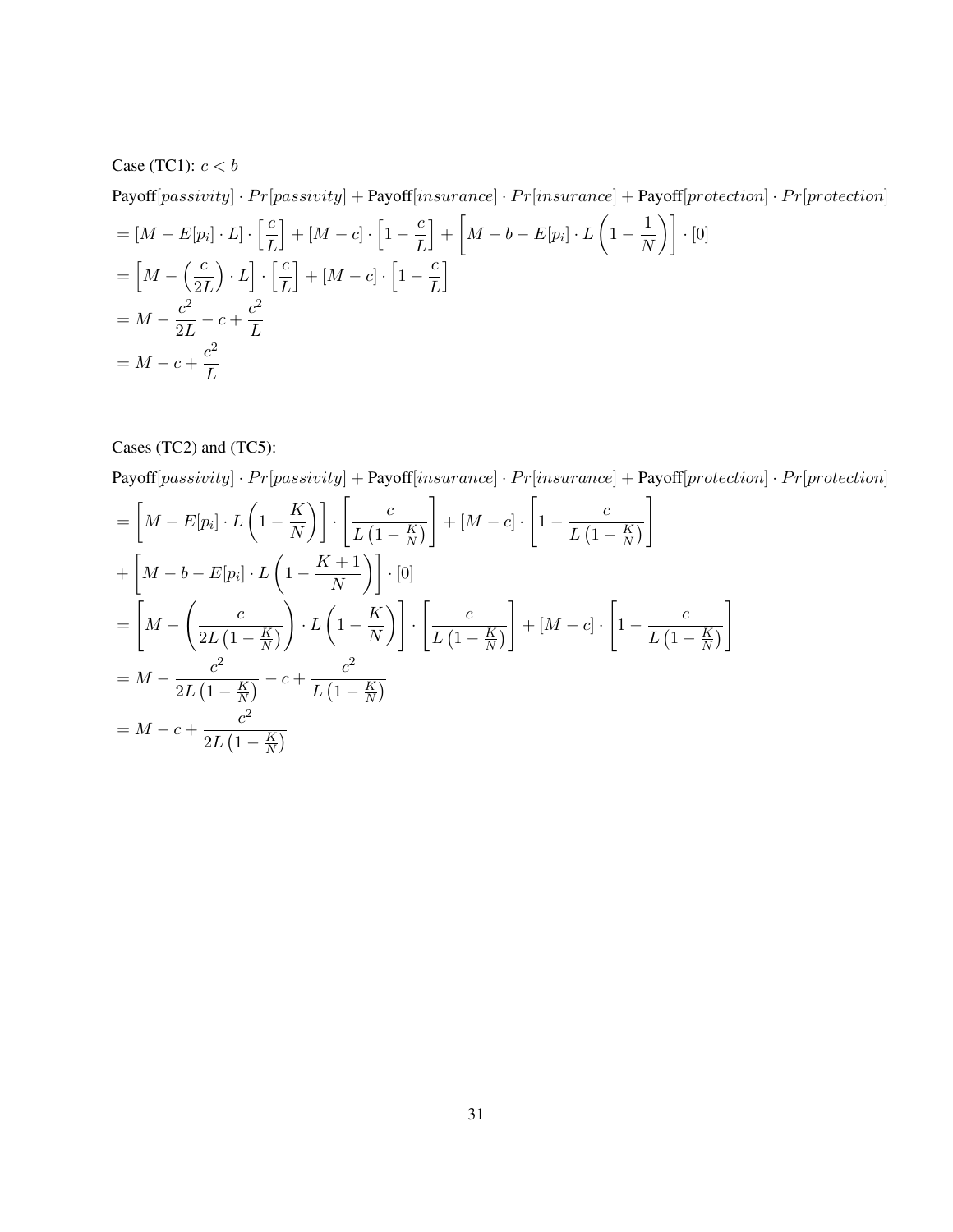Case (TC1): $c < b$

$$
\begin{aligned}
&\text{Payoff}[passivity] \cdot Pr[passivity] + \text{Payoff}[insurance] \cdot Pr[insurance] + \text{Payoff}[protection] \cdot Pr[protection] \\
&= [M - E[p_i] \cdot L] \cdot \left[\frac{c}{L}\right] + [M - c] \cdot \left[1 - \frac{c}{L}\right] + \left[M - b - E[p_i] \cdot L\left(1 - \frac{1}{N}\right)\right] \cdot [0] \\
&= \left[M - \left(\frac{c}{2L}\right) \cdot L\right] \cdot \left[\frac{c}{L}\right] + [M - c] \cdot \left[1 - \frac{c}{L}\right] \\
&= M - \frac{c^2}{2L} - c + \frac{c^2}{L} \\
&= M - c + \frac{c^2}{L}
\end{aligned}
$$

Cases (TC2) and (TC5):

$$
\begin{aligned}
&\text{Payoff}[passivity] \cdot Pr[passivity] + \text{Payoff}[insurance] \cdot Pr[insurance] + \text{Payoff}[protection] \cdot Pr[protection] \\
&= \left[M - E[p_i] \cdot L\left(1 - \frac{K}{N}\right)\right] \cdot \left[\frac{c}{L\left(1 - \frac{K}{N}\right)}\right] + [M - c] \cdot \left[1 - \frac{c}{L\left(1 - \frac{K}{N}\right)}\right] \\
&+ \left[M - b - E[p_i] \cdot L\left(1 - \frac{K+1}{N}\right)\right] \cdot [0] \\
&= \left[M - \left(\frac{c}{2L\left(1 - \frac{K}{N}\right)}\right) \cdot L\left(1 - \frac{K}{N}\right)\right] \cdot \left[\frac{c}{L\left(1 - \frac{K}{N}\right)}\right] + [M - c] \cdot \left[1 - \frac{c}{L\left(1 - \frac{K}{N}\right)}\right] \\
&= M - \frac{c^2}{2L\left(1 - \frac{K}{N}\right)} - c + \frac{c^2}{L\left(1 - \frac{K}{N}\right)} \\
&= M - c + \frac{c^2}{2L\left(1 - \frac{K}{N}\right)}
\end{aligned}
$$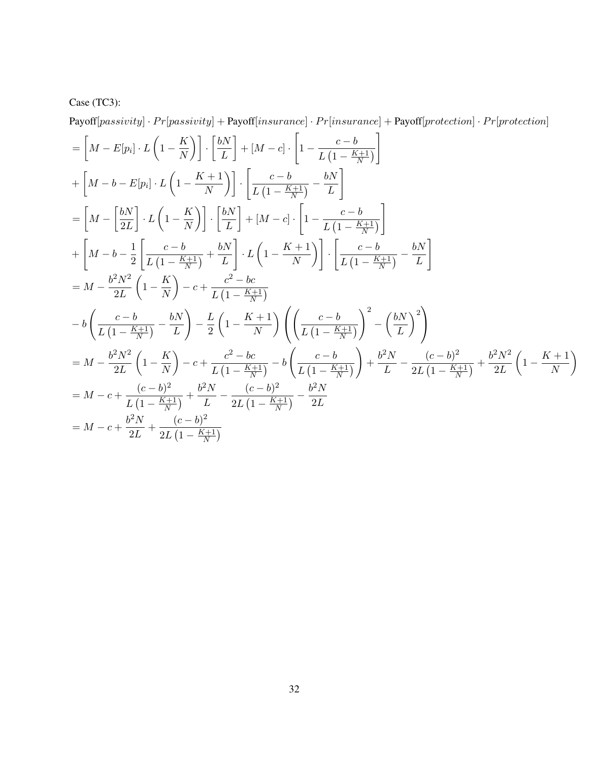Case (TC3):

Payoff$[passivity] \cdot Pr[passivity]$ + Payoff$[insurance] \cdot Pr[insurance]$ + Payoff$[protection] \cdot Pr[protection]$

$$
\begin{aligned}
&= \left[M - E[p_i] \cdot L\left(1 - \frac{K}{N}\right)\right] \cdot \left[\frac{bN}{L}\right] + [M - c] \cdot \left[1 - \frac{c-b}{L\left(1 - \frac{K+1}{N}\right)}\right] \\
&+ \left[M - b - E[p_i] \cdot L\left(1 - \frac{K+1}{N}\right)\right] \cdot \left[\frac{c-b}{L\left(1 - \frac{K+1}{N}\right)} - \frac{bN}{L}\right] \\
&= \left[M - \left[\frac{bN}{2L}\right] \cdot L\left(1 - \frac{K}{N}\right)\right] \cdot \left[\frac{bN}{L}\right] + [M - c] \cdot \left[1 - \frac{c-b}{L\left(1 - \frac{K+1}{N}\right)}\right] \\
&+ \left[M - b - \frac{1}{2}\left[\frac{c-b}{L\left(1 - \frac{K+1}{N}\right)} + \frac{bN}{L}\right] \cdot L\left(1 - \frac{K+1}{N}\right)\right] \cdot \left[\frac{c-b}{L\left(1 - \frac{K+1}{N}\right)} - \frac{bN}{L}\right] \\
&= M - \frac{b^2N^2}{2L}\left(1 - \frac{K}{N}\right) - c + \frac{c^2 - bc}{L\left(1 - \frac{K+1}{N}\right)} \\
&- b\left(\frac{c-b}{L\left(1 - \frac{K+1}{N}\right)} - \frac{bN}{L}\right) - \frac{L}{2}\left(1 - \frac{K+1}{N}\right)\left(\left(\frac{c-b}{L\left(1 - \frac{K+1}{N}\right)}\right)^2 - \left(\frac{bN}{L}\right)^2\right) \\
&= M - \frac{b^2N^2}{2L}\left(1 - \frac{K}{N}\right) - c + \frac{c^2 - bc}{L\left(1 - \frac{K+1}{N}\right)} - b\left(\frac{c-b}{L\left(1 - \frac{K+1}{N}\right)}\right) + \frac{b^2N}{L} - \frac{(c-b)^2}{2L\left(1 - \frac{K+1}{N}\right)} + \frac{b^2N^2}{2L}\left(1 - \frac{K+1}{N}\right) \\
&= M - c + \frac{(c-b)^2}{L\left(1 - \frac{K+1}{N}\right)} + \frac{b^2N}{L} - \frac{(c-b)^2}{2L\left(1 - \frac{K+1}{N}\right)} - \frac{b^2N}{2L} \\
&= M - c + \frac{b^2N}{2L} + \frac{(c-b)^2}{2L\left(1 - \frac{K+1}{N}\right)}
\end{aligned}
$$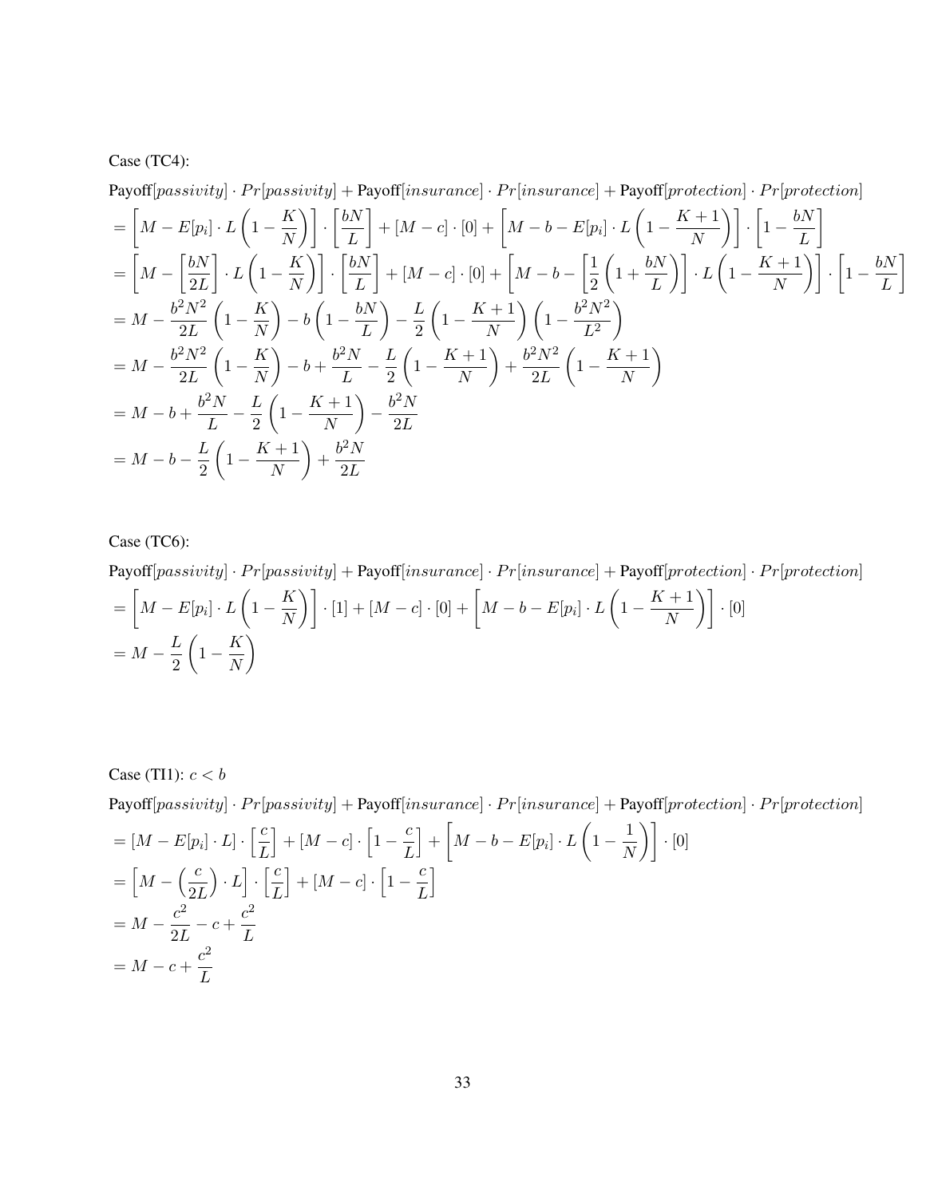Case (TC4):

$$
\begin{aligned}
&\text{Payoff}[passivity] \cdot Pr[passivity] + \text{Payoff}[insurance] \cdot Pr[insurance] + \text{Payoff}[protection] \cdot Pr[protection] \\
&= \left[M - E[p_i] \cdot L\left(1 - \frac{K}{N}\right)\right] \cdot \left[\frac{bN}{L}\right] + [M - c] \cdot [0] + \left[M - b - E[p_i] \cdot L\left(1 - \frac{K+1}{N}\right)\right] \cdot \left[1 - \frac{bN}{L}\right] \\
&= \left[M - \left[\frac{bN}{2L}\right] \cdot L\left(1 - \frac{K}{N}\right)\right] \cdot \left[\frac{bN}{L}\right] + [M - c] \cdot [0] + \left[M - b - \left[\frac{1}{2}\left(1 + \frac{bN}{L}\right)\right] \cdot L\left(1 - \frac{K+1}{N}\right)\right] \cdot \left[1 - \frac{bN}{L}\right] \\
&= M - \frac{b^2N^2}{2L}\left(1 - \frac{K}{N}\right) - b\left(1 - \frac{bN}{L}\right) - \frac{L}{2}\left(1 - \frac{K+1}{N}\right)\left(1 - \frac{b^2N^2}{L^2}\right) \\
&= M - \frac{b^2N^2}{2L}\left(1 - \frac{K}{N}\right) - b + \frac{b^2N}{L} - \frac{L}{2}\left(1 - \frac{K+1}{N}\right) + \frac{b^2N^2}{2L}\left(1 - \frac{K+1}{N}\right) \\
&= M - b + \frac{b^2N}{L} - \frac{L}{2}\left(1 - \frac{K+1}{N}\right) - \frac{b^2N}{2L} \\
&= M - b - \frac{L}{2}\left(1 - \frac{K+1}{N}\right) + \frac{b^2N}{2L}
\end{aligned}
$$

Case (TC6):

$$
\begin{aligned}
&\text{Payoff}[passivity] \cdot Pr[passivity] + \text{Payoff}[insurance] \cdot Pr[insurance] + \text{Payoff}[protection] \cdot Pr[protection] \\
&= \left[M - E[p_i] \cdot L\left(1 - \frac{K}{N}\right)\right] \cdot [1] + [M - c] \cdot [0] + \left[M - b - E[p_i] \cdot L\left(1 - \frac{K+1}{N}\right)\right] \cdot [0] \\
&= M - \frac{L}{2}\left(1 - \frac{K}{N}\right)
\end{aligned}
$$

Case (TI1): $c < b$

$$
\begin{aligned}
&\text{Payoff}[passivity] \cdot Pr[passivity] + \text{Payoff}[insurance] \cdot Pr[insurance] + \text{Payoff}[protection] \cdot Pr[protection] \\
&= [M - E[p_i] \cdot L] \cdot \left[\frac{c}{L}\right] + [M - c] \cdot \left[1 - \frac{c}{L}\right] + \left[M - b - E[p_i] \cdot L\left(1 - \frac{1}{N}\right)\right] \cdot [0] \\
&= \left[M - \left(\frac{c}{2L}\right) \cdot L\right] \cdot \left[\frac{c}{L}\right] + [M - c] \cdot \left[1 - \frac{c}{L}\right] \\
&= M - \frac{c^2}{2L} - c + \frac{c^2}{L} \\
&= M - c + \frac{c^2}{L}
\end{aligned}
$$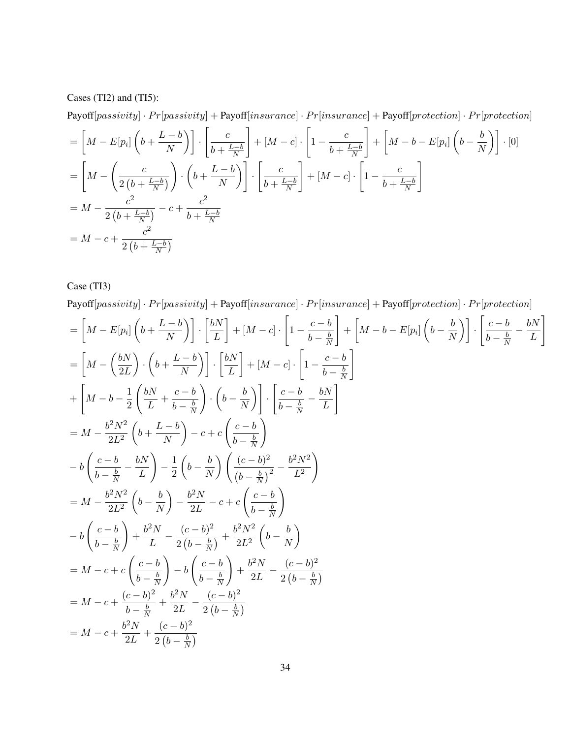Cases (TI2) and (TI5):

$$
\begin{aligned}
&\text{Payoff}[passivity] \cdot Pr[passivity] + \text{Payoff}[insurance] \cdot Pr[insurance] + \text{Payoff}[protection] \cdot Pr[protection] \\
&= \left[M - E[p_i]\left(b + \frac{L-b}{N}\right)\right] \cdot \left[\frac{c}{b + \frac{L-b}{N}}\right] + [M - c] \cdot \left[1 - \frac{c}{b + \frac{L-b}{N}}\right] + \left[M - b - E[p_i]\left(b - \frac{b}{N}\right)\right] \cdot [0] \\
&= \left[M - \left(\frac{c}{2\left(b + \frac{L-b}{N}\right)}\right) \cdot \left(b + \frac{L-b}{N}\right)\right] \cdot \left[\frac{c}{b + \frac{L-b}{N}}\right] + [M - c] \cdot \left[1 - \frac{c}{b + \frac{L-b}{N}}\right] \\
&= M - \frac{c^2}{2\left(b + \frac{L-b}{N}\right)} - c + \frac{c^2}{b + \frac{L-b}{N}} \\
&= M - c + \frac{c^2}{2\left(b + \frac{L-b}{N}\right)}
\end{aligned}
$$

Case (TI3)

$$
\begin{aligned}
&\text{Payoff}[passivity] \cdot Pr[passivity] + \text{Payoff}[insurance] \cdot Pr[insurance] + \text{Payoff}[protection] \cdot Pr[protection] \\
&= \left[M - E[p_i]\left(b + \frac{L-b}{N}\right)\right] \cdot \left[\frac{bN}{L}\right] + [M - c] \cdot \left[1 - \frac{c-b}{b - \frac{b}{N}}\right] + \left[M - b - E[p_i]\left(b - \frac{b}{N}\right)\right] \cdot \left[\frac{c-b}{b - \frac{b}{N}} - \frac{bN}{L}\right] \\
&= \left[M - \left(\frac{bN}{2L}\right) \cdot \left(b + \frac{L-b}{N}\right)\right] \cdot \left[\frac{bN}{L}\right] + [M - c] \cdot \left[1 - \frac{c-b}{b - \frac{b}{N}}\right] \\
&+ \left[M - b - \frac{1}{2}\left(\frac{bN}{L} + \frac{c-b}{b - \frac{b}{N}}\right) \cdot \left(b - \frac{b}{N}\right)\right] \cdot \left[\frac{c-b}{b - \frac{b}{N}} - \frac{bN}{L}\right] \\
&= M - \frac{b^2N^2}{2L^2}\left(b + \frac{L-b}{N}\right) - c + c\left(\frac{c-b}{b - \frac{b}{N}}\right) \\
&- b\left(\frac{c-b}{b - \frac{b}{N}} - \frac{bN}{L}\right) - \frac{1}{2}\left(b - \frac{b}{N}\right)\left(\frac{(c-b)^2}{\left(b - \frac{b}{N}\right)^2} - \frac{b^2N^2}{L^2}\right) \\
&= M - \frac{b^2N^2}{2L^2}\left(b - \frac{b}{N}\right) - \frac{b^2N}{2L} - c + c\left(\frac{c-b}{b - \frac{b}{N}}\right) \\
&- b\left(\frac{c-b}{b - \frac{b}{N}}\right) + \frac{b^2N}{L} - \frac{(c-b)^2}{2\left(b - \frac{b}{N}\right)} + \frac{b^2N^2}{2L^2}\left(b - \frac{b}{N}\right) \\
&= M - c + c\left(\frac{c-b}{b - \frac{b}{N}}\right) - b\left(\frac{c-b}{b - \frac{b}{N}}\right) + \frac{b^2N}{2L} - \frac{(c-b)^2}{2\left(b - \frac{b}{N}\right)} \\
&= M - c + \frac{(c-b)^2}{b - \frac{b}{N}} + \frac{b^2N}{2L} - \frac{(c-b)^2}{2\left(b - \frac{b}{N}\right)} \\
&= M - c + \frac{b^2N}{2L} + \frac{(c-b)^2}{2\left(b - \frac{b}{N}\right)}
\end{aligned}
$$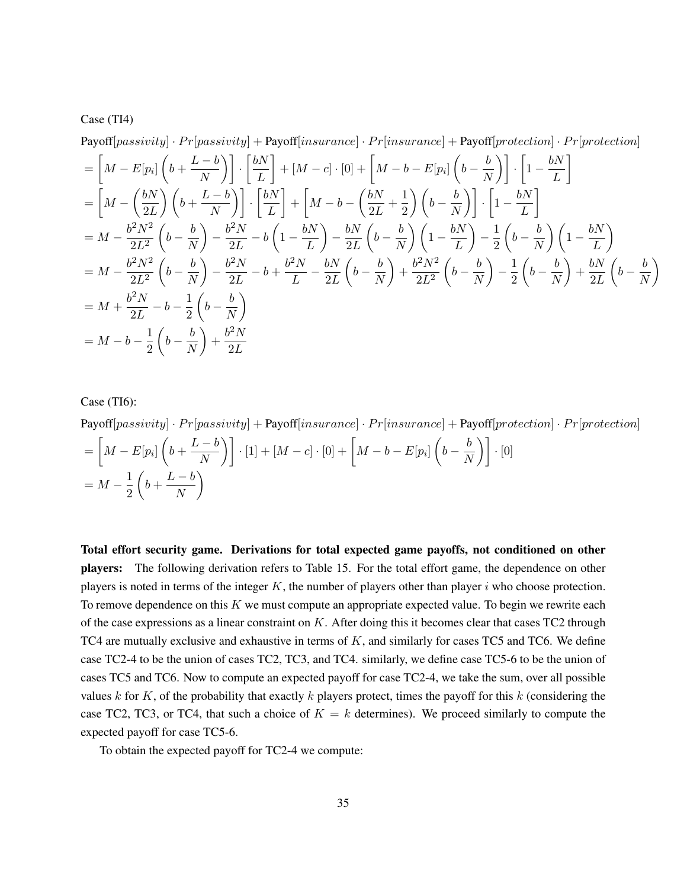Case (TI4)

$$
\begin{aligned}
&\text{Payoff}[passivity] \cdot Pr[passivity] + \text{Payoff}[insurance] \cdot Pr[insurance] + \text{Payoff}[protection] \cdot Pr[protection] \\
&= \left[M - E[p_i]\left(b + \frac{L-b}{N}\right)\right] \cdot \left[\frac{bN}{L}\right] + [M-c] \cdot [0] + \left[M - b - E[p_i]\left(b - \frac{b}{N}\right)\right] \cdot \left[1 - \frac{bN}{L}\right] \\
&= \left[M - \left(\frac{bN}{2L}\right)\left(b + \frac{L-b}{N}\right)\right] \cdot \left[\frac{bN}{L}\right] + \left[M - b - \left(\frac{bN}{2L} + \frac{1}{2}\right)\left(b - \frac{b}{N}\right)\right] \cdot \left[1 - \frac{bN}{L}\right] \\
&= M - \frac{b^2N^2}{2L^2}\left(b - \frac{b}{N}\right) - \frac{b^2N}{2L} - b\left(1 - \frac{bN}{L}\right) - \frac{bN}{2L}\left(b - \frac{b}{N}\right)\left(1 - \frac{bN}{L}\right) - \frac{1}{2}\left(b - \frac{b}{N}\right)\left(1 - \frac{bN}{L}\right) \\
&= M - \frac{b^2N^2}{2L^2}\left(b - \frac{b}{N}\right) - \frac{b^2N}{2L} - b + \frac{b^2N}{L} - \frac{bN}{2L}\left(b - \frac{b}{N}\right) + \frac{b^2N^2}{2L^2}\left(b - \frac{b}{N}\right) - \frac{1}{2}\left(b - \frac{b}{N}\right) + \frac{bN}{2L}\left(b - \frac{b}{N}\right) \\
&= M + \frac{b^2N}{2L} - b - \frac{1}{2}\left(b - \frac{b}{N}\right) \\
&= M - b - \frac{1}{2}\left(b - \frac{b}{N}\right) + \frac{b^2N}{2L}
\end{aligned}
$$

Case (TI6):

$$
\begin{aligned}
&\text{Payoff}[passivity] \cdot Pr[passivity] + \text{Payoff}[insurance] \cdot Pr[insurance] + \text{Payoff}[protection] \cdot Pr[protection] \\
&= \left[M - E[p_i]\left(b + \frac{L-b}{N}\right)\right] \cdot [1] + [M-c] \cdot [0] + \left[M - b - E[p_i]\left(b - \frac{b}{N}\right)\right] \cdot [0] \\
&= M - \frac{1}{2}\left(b + \frac{L-b}{N}\right)
\end{aligned}
$$

**Total effort security game. Derivations for total expected game payoffs, not conditioned on other players:** The following derivation refers to Table 15. For the total effort game, the dependence on other players is noted in terms of the integer $K$, the number of players other than player $i$ who choose protection. To remove dependence on this $K$ we must compute an appropriate expected value. To begin we rewrite each of the case expressions as a linear constraint on $K$. After doing this it becomes clear that cases TC2 through TC4 are mutually exclusive and exhaustive in terms of $K$, and similarly for cases TC5 and TC6. We define case TC2-4 to be the union of cases TC2, TC3, and TC4. similarly, we define case TC5-6 to be the union of cases TC5 and TC6. Now to compute an expected payoff for case TC2-4, we take the sum, over all possible values $k$ for $K$, of the probability that exactly $k$ players protect, times the payoff for this $k$ (considering the case TC2, TC3, or TC4, that such a choice of $K = k$ determines). We proceed similarly to compute the expected payoff for case TC5-6.

To obtain the expected payoff for TC2-4 we compute: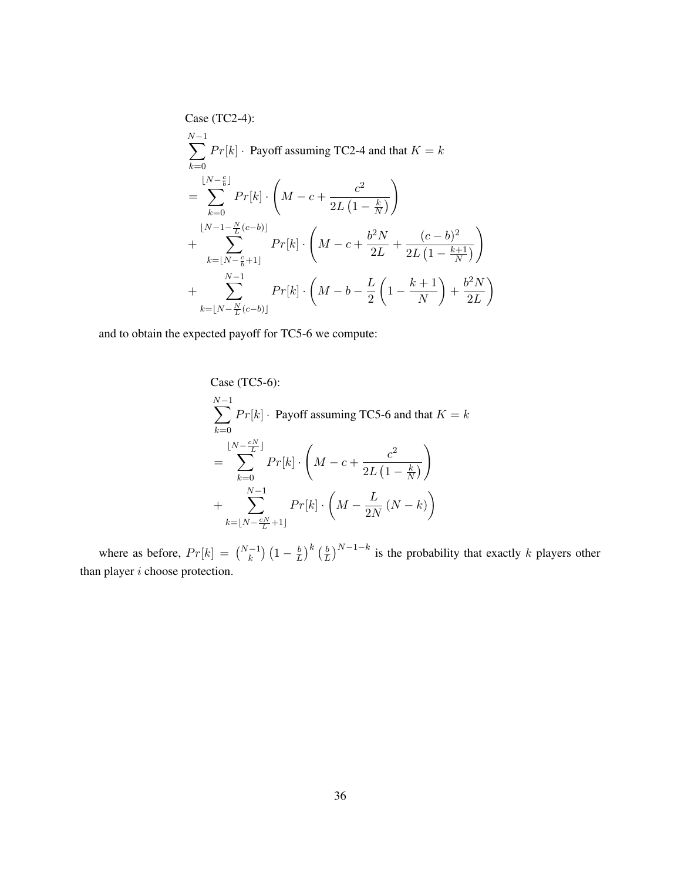Case (TC2-4):

$$
\begin{aligned}
&\sum_{k=0}^{N-1} Pr[k] \cdot \text{ Payoff assuming TC2-4 and that } K = k \\
&= \sum_{k=0}^{\lfloor N-\frac{c}{b} \rfloor} Pr[k] \cdot \left( M - c + \frac{c^2}{2L\left(1 - \frac{k}{N}\right)} \right) \\
&+ \sum_{k=\lfloor N-\frac{c}{b}+1 \rfloor}^{\lfloor N-1-\frac{N}{L}(c-b) \rfloor} Pr[k] \cdot \left( M - c + \frac{b^2 N}{2L} + \frac{(c-b)^2}{2L\left(1 - \frac{k+1}{N}\right)} \right) \\
&+ \sum_{k=\lfloor N-\frac{N}{L}(c-b) \rfloor}^{N-1} Pr[k] \cdot \left( M - b - \frac{L}{2}\left(1 - \frac{k+1}{N}\right) + \frac{b^2 N}{2L} \right)
\end{aligned}
$$

and to obtain the expected payoff for TC5-6 we compute:

Case (TC5-6):

$$
\begin{aligned}
&\sum_{k=0}^{N-1} Pr[k] \cdot \text{ Payoff assuming TC5-6 and that } K = k \\
&= \sum_{k=0}^{\lfloor N-\frac{cN}{L} \rfloor} Pr[k] \cdot \left( M - c + \frac{c^2}{2L\left(1 - \frac{k}{N}\right)} \right) \\
&+ \sum_{k=\lfloor N-\frac{cN}{L}+1 \rfloor}^{N-1} Pr[k] \cdot \left( M - \frac{L}{2N}(N-k) \right)
\end{aligned}
$$

where as before, $Pr[k] = \binom{N-1}{k}\left(1 - \frac{b}{L}\right)^k \left(\frac{b}{L}\right)^{N-1-k}$ is the probability that exactly $k$ players other than player $i$ choose protection.